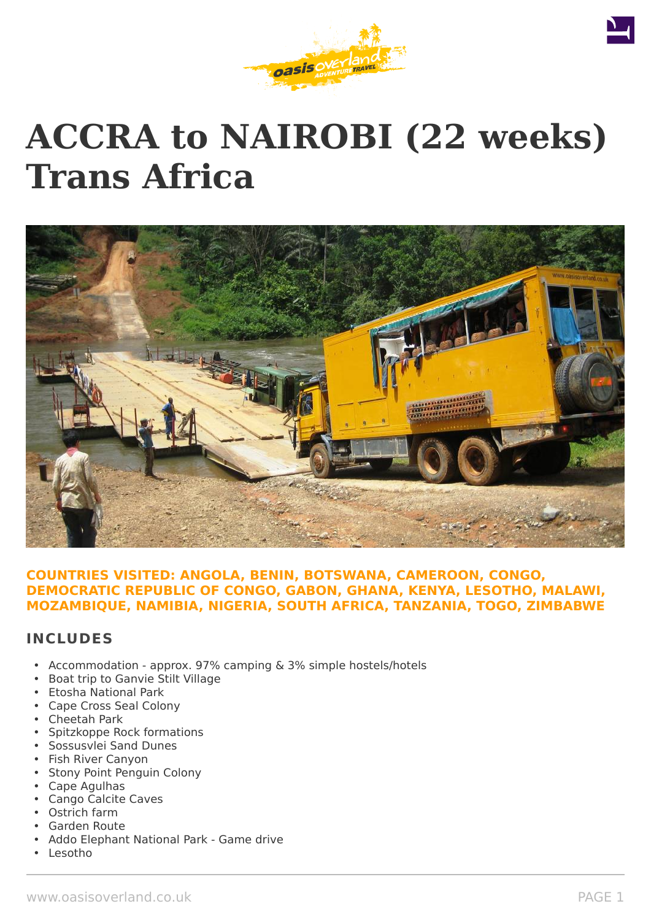# ACCRA to NAIROBI (22 weeks) Trans Africa

**COUNTRIES VISITED: ANGOLA, BENIN, BOTSWANA, CAMEROON, CONGO, DEMOCRATIC REPUBLIC OF CONGO, GABON, GHANA, KENYA, LESOTHO, MALAWI, MOZAMBIQUE, NAMIBIA, NIGERIA, SOUTH AFRICA, TANZANIA, TOGO, ZIMBABWE**

## INCLUDES

- Accommodation - approx. 97% camping & 3% simple hostels/hotels
- Boat trip to Ganvie Stilt Village
- Etosha National Park
- Cape Cross Seal Colony
- Cheetah Park
- Spitzkoppe Rock formations
- Sossusvlei Sand Dunes
- Fish River Canyon
- Stony Point Penguin Colony
- Cape Agulhas
- Cango Calcite Caves
- Ostrich farm
- Garden Route
- Addo Elephant National Park - Game drive
- Lesotho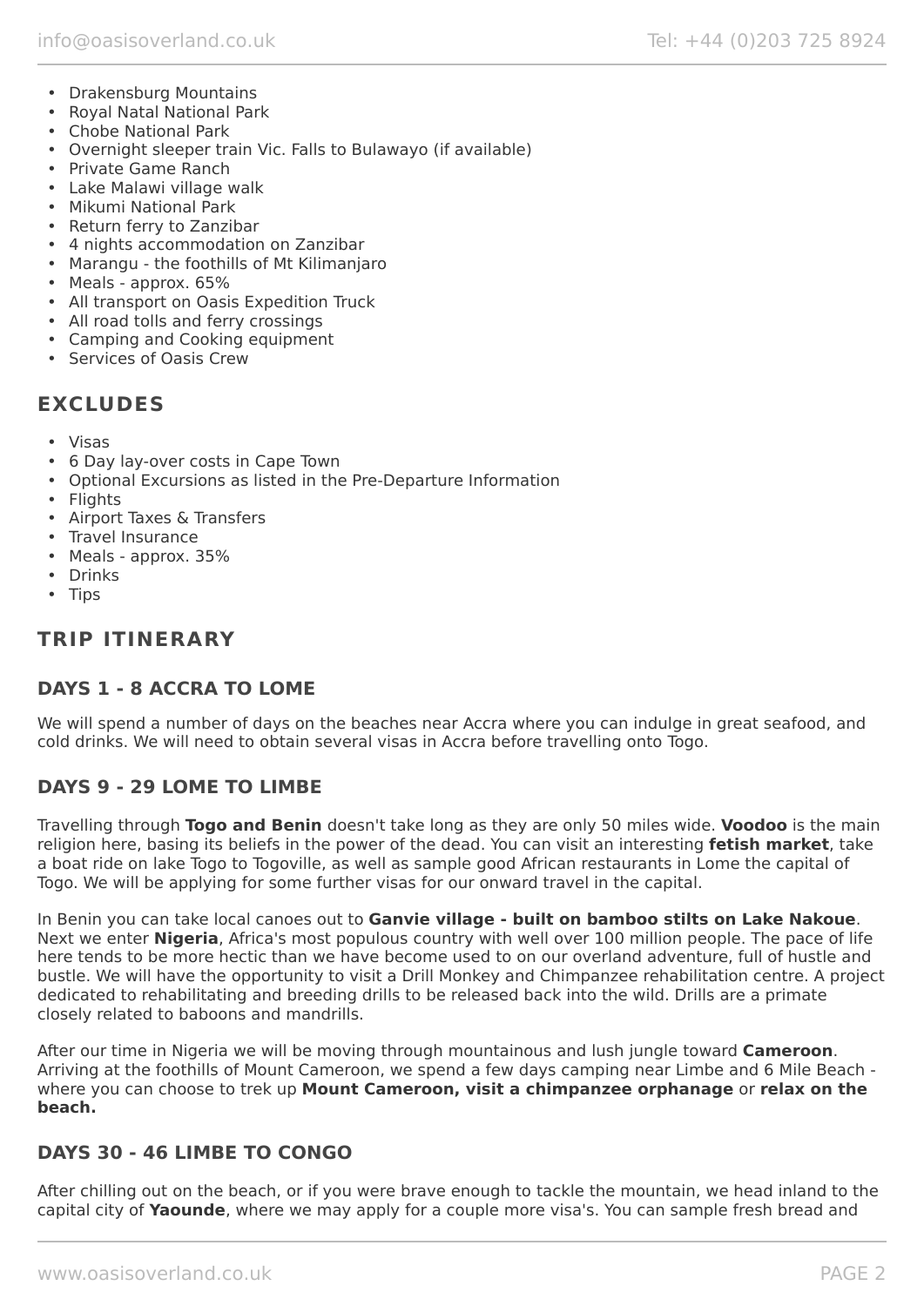- Drakensburg Mountains
- Royal Natal National Park
- Chobe National Park
- Overnight sleeper train Vic. Falls to Bulawayo (if available)
- Private Game Ranch
- Lake Malawi village walk
- Mikumi National Park
- Return ferry to Zanzibar
- 4 nights accommodation on Zanzibar
- Marangu - the foothills of Mt Kilimanjaro
- Meals - approx. 65%
- All transport on Oasis Expedition Truck
- All road tolls and ferry crossings
- Camping and Cooking equipment
- Services of Oasis Crew

## EXCLUDES

- Visas
- 6 Day lay-over costs in Cape Town
- Optional Excursions as listed in the Pre-Departure Information
- Flights
- Airport Taxes & Transfers
- Travel Insurance
- Meals - approx. 35%
- Drinks
- Tips

## TRIP ITINERARY

### DAYS 1 - 8 ACCRA TO LOME

We will spend a number of days on the beaches near Accra where you can indulge in great seafood, and cold drinks. We will need to obtain several visas in Accra before travelling onto Togo.

### DAYS 9 - 29 LOME TO LIMBE

Travelling through **Togo and Benin** doesn't take long as they are only 50 miles wide. **Voodoo** is the main religion here, basing its beliefs in the power of the dead. You can visit an interesting **fetish market**, take a boat ride on lake Togo to Togoville, as well as sample good African restaurants in Lome the capital of Togo. We will be applying for some further visas for our onward travel in the capital.

In Benin you can take local canoes out to **Ganvie village - built on bamboo stilts on Lake Nakoue**. Next we enter **Nigeria**, Africa's most populous country with well over 100 million people. The pace of life here tends to be more hectic than we have become used to on our overland adventure, full of hustle and bustle. We will have the opportunity to visit a Drill Monkey and Chimpanzee rehabilitation centre. A project dedicated to rehabilitating and breeding drills to be released back into the wild. Drills are a primate closely related to baboons and mandrills.

After our time in Nigeria we will be moving through mountainous and lush jungle toward **Cameroon**. Arriving at the foothills of Mount Cameroon, we spend a few days camping near Limbe and 6 Mile Beach - where you can choose to trek up **Mount Cameroon, visit a chimpanzee orphanage** or **relax on the beach.**

### DAYS 30 - 46 LIMBE TO CONGO

After chilling out on the beach, or if you were brave enough to tackle the mountain, we head inland to the capital city of **Yaounde**, where we may apply for a couple more visa's. You can sample fresh bread and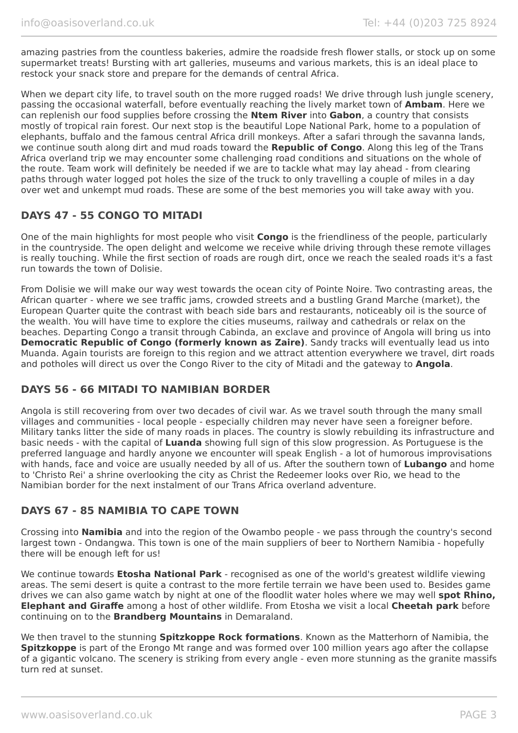amazing pastries from the countless bakeries, admire the roadside fresh flower stalls, or stock up on some supermarket treats! Bursting with art galleries, museums and various markets, this is an ideal place to restock your snack store and prepare for the demands of central Africa.

When we depart city life, to travel south on the more rugged roads! We drive through lush jungle scenery, passing the occasional waterfall, before eventually reaching the lively market town of **Ambam**. Here we can replenish our food supplies before crossing the **Ntem River** into **Gabon**, a country that consists mostly of tropical rain forest. Our next stop is the beautiful Lope National Park, home to a population of elephants, buffalo and the famous central Africa drill monkeys. After a safari through the savanna lands, we continue south along dirt and mud roads toward the **Republic of Congo**. Along this leg of the Trans Africa overland trip we may encounter some challenging road conditions and situations on the whole of the route. Team work will definitely be needed if we are to tackle what may lay ahead - from clearing paths through water logged pot holes the size of the truck to only travelling a couple of miles in a day over wet and unkempt mud roads. These are some of the best memories you will take away with you.

## DAYS 47 - 55 CONGO TO MITADI

One of the main highlights for most people who visit **Congo** is the friendliness of the people, particularly in the countryside. The open delight and welcome we receive while driving through these remote villages is really touching. While the first section of roads are rough dirt, once we reach the sealed roads it's a fast run towards the town of Dolisie.

From Dolisie we will make our way west towards the ocean city of Pointe Noire. Two contrasting areas, the African quarter - where we see traffic jams, crowded streets and a bustling Grand Marche (market), the European Quarter quite the contrast with beach side bars and restaurants, noticeably oil is the source of the wealth. You will have time to explore the cities museums, railway and cathedrals or relax on the beaches. Departing Congo a transit through Cabinda, an exclave and province of Angola will bring us into **Democratic Republic of Congo (formerly known as Zaire)**. Sandy tracks will eventually lead us into Muanda. Again tourists are foreign to this region and we attract attention everywhere we travel, dirt roads and potholes will direct us over the Congo River to the city of Mitadi and the gateway to **Angola**.

## DAYS 56 - 66 MITADI TO NAMIBIAN BORDER

Angola is still recovering from over two decades of civil war. As we travel south through the many small villages and communities - local people - especially children may never have seen a foreigner before. Military tanks litter the side of many roads in places. The country is slowly rebuilding its infrastructure and basic needs - with the capital of **Luanda** showing full sign of this slow progression. As Portuguese is the preferred language and hardly anyone we encounter will speak English - a lot of humorous improvisations with hands, face and voice are usually needed by all of us. After the southern town of **Lubango** and home to 'Christo Rei' a shrine overlooking the city as Christ the Redeemer looks over Rio, we head to the Namibian border for the next instalment of our Trans Africa overland adventure.

## DAYS 67 - 85 NAMIBIA TO CAPE TOWN

Crossing into **Namibia** and into the region of the Owambo people - we pass through the country's second largest town - Ondangwa. This town is one of the main suppliers of beer to Northern Namibia - hopefully there will be enough left for us!

We continue towards **Etosha National Park** - recognised as one of the world's greatest wildlife viewing areas. The semi desert is quite a contrast to the more fertile terrain we have been used to. Besides game drives we can also game watch by night at one of the floodlit water holes where we may well **spot Rhino, Elephant and Giraffe** among a host of other wildlife. From Etosha we visit a local **Cheetah park** before continuing on to the **Brandberg Mountains** in Demaraland.

We then travel to the stunning **Spitzkoppe Rock formations**. Known as the Matterhorn of Namibia, the **Spitzkoppe** is part of the Erongo Mt range and was formed over 100 million years ago after the collapse of a gigantic volcano. The scenery is striking from every angle - even more stunning as the granite massifs turn red at sunset.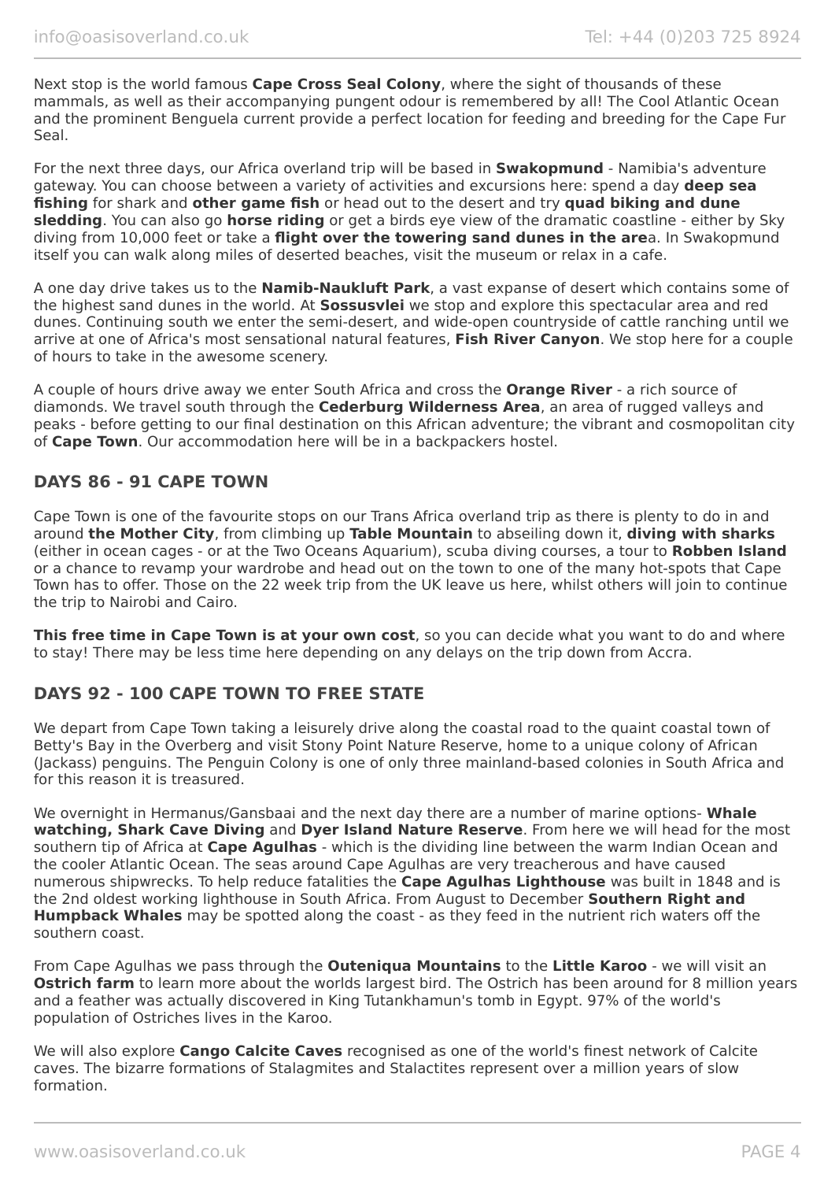Next stop is the world famous **Cape Cross Seal Colony**, where the sight of thousands of these mammals, as well as their accompanying pungent odour is remembered by all! The Cool Atlantic Ocean and the prominent Benguela current provide a perfect location for feeding and breeding for the Cape Fur Seal.

For the next three days, our Africa overland trip will be based in **Swakopmund** - Namibia's adventure gateway. You can choose between a variety of activities and excursions here: spend a day **deep sea fishing** for shark and **other game fish** or head out to the desert and try **quad biking and dune sledding**. You can also go **horse riding** or get a birds eye view of the dramatic coastline - either by Sky diving from 10,000 feet or take a **flight over the towering sand dunes in the are**a. In Swakopmund itself you can walk along miles of deserted beaches, visit the museum or relax in a cafe.

A one day drive takes us to the **Namib-Naukluft Park**, a vast expanse of desert which contains some of the highest sand dunes in the world. At **Sossusvlei** we stop and explore this spectacular area and red dunes. Continuing south we enter the semi-desert, and wide-open countryside of cattle ranching until we arrive at one of Africa's most sensational natural features, **Fish River Canyon**. We stop here for a couple of hours to take in the awesome scenery.

A couple of hours drive away we enter South Africa and cross the **Orange River** - a rich source of diamonds. We travel south through the **Cederburg Wilderness Area**, an area of rugged valleys and peaks - before getting to our final destination on this African adventure; the vibrant and cosmopolitan city of **Cape Town**. Our accommodation here will be in a backpackers hostel.

## DAYS 86 - 91 CAPE TOWN

Cape Town is one of the favourite stops on our Trans Africa overland trip as there is plenty to do in and around **the Mother City**, from climbing up **Table Mountain** to abseiling down it, **diving with sharks** (either in ocean cages - or at the Two Oceans Aquarium), scuba diving courses, a tour to **Robben Island** or a chance to revamp your wardrobe and head out on the town to one of the many hot-spots that Cape Town has to offer. Those on the 22 week trip from the UK leave us here, whilst others will join to continue the trip to Nairobi and Cairo.

**This free time in Cape Town is at your own cost**, so you can decide what you want to do and where to stay! There may be less time here depending on any delays on the trip down from Accra.

## DAYS 92 - 100 CAPE TOWN TO FREE STATE

We depart from Cape Town taking a leisurely drive along the coastal road to the quaint coastal town of Betty's Bay in the Overberg and visit Stony Point Nature Reserve, home to a unique colony of African (Jackass) penguins. The Penguin Colony is one of only three mainland-based colonies in South Africa and for this reason it is treasured.

We overnight in Hermanus/Gansbaai and the next day there are a number of marine options- **Whale watching, Shark Cave Diving** and **Dyer Island Nature Reserve**. From here we will head for the most southern tip of Africa at **Cape Agulhas** - which is the dividing line between the warm Indian Ocean and the cooler Atlantic Ocean. The seas around Cape Agulhas are very treacherous and have caused numerous shipwrecks. To help reduce fatalities the **Cape Agulhas Lighthouse** was built in 1848 and is the 2nd oldest working lighthouse in South Africa. From August to December **Southern Right and Humpback Whales** may be spotted along the coast - as they feed in the nutrient rich waters off the southern coast.

From Cape Agulhas we pass through the **Outeniqua Mountains** to the **Little Karoo** - we will visit an **Ostrich farm** to learn more about the worlds largest bird. The Ostrich has been around for 8 million years and a feather was actually discovered in King Tutankhamun's tomb in Egypt. 97% of the world's population of Ostriches lives in the Karoo.

We will also explore **Cango Calcite Caves** recognised as one of the world's finest network of Calcite caves. The bizarre formations of Stalagmites and Stalactites represent over a million years of slow formation.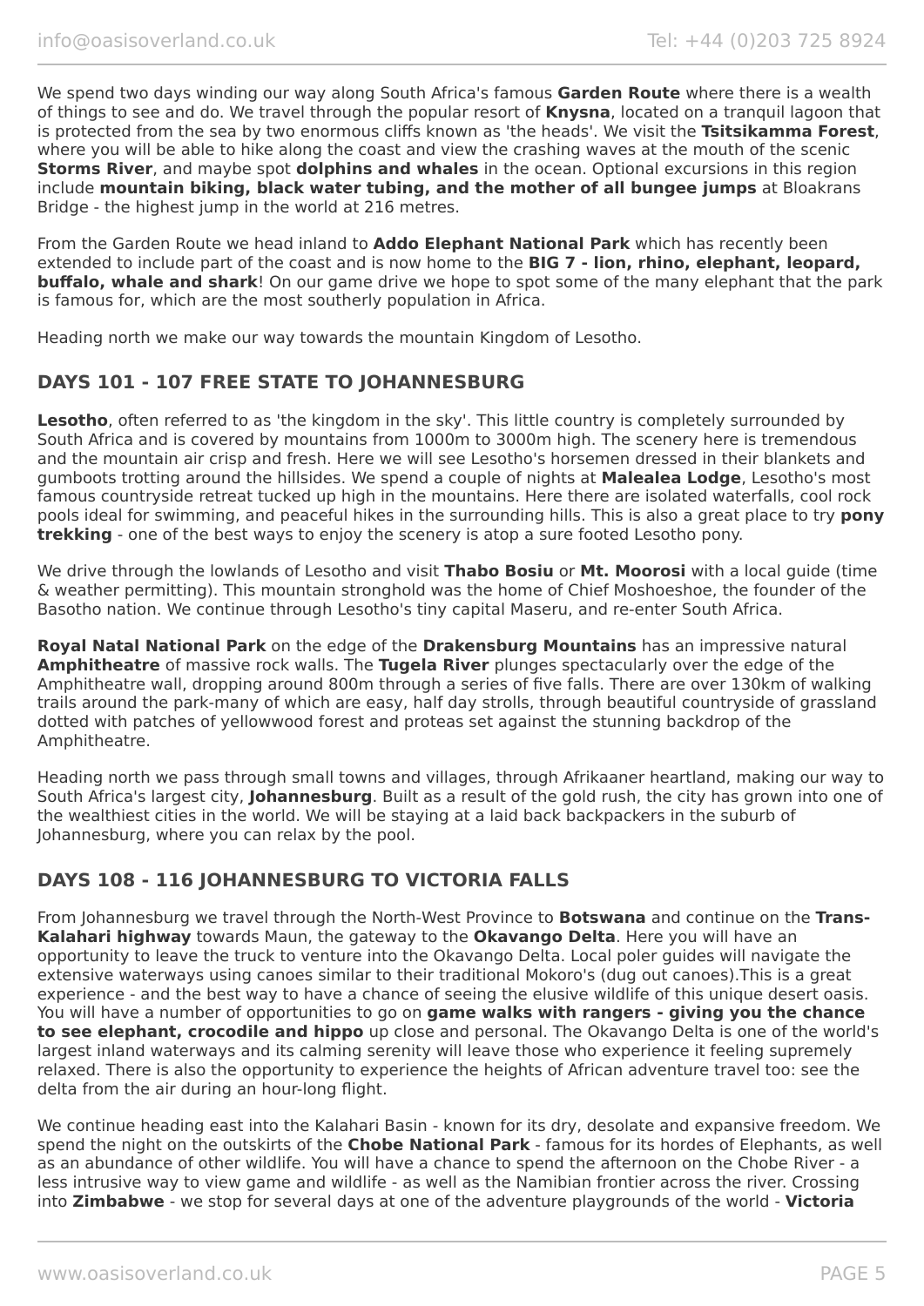We spend two days winding our way along South Africa's famous **Garden Route** where there is a wealth of things to see and do. We travel through the popular resort of **Knysna**, located on a tranquil lagoon that is protected from the sea by two enormous cliffs known as 'the heads'. We visit the **Tsitsikamma Forest**, where you will be able to hike along the coast and view the crashing waves at the mouth of the scenic **Storms River**, and maybe spot **dolphins and whales** in the ocean. Optional excursions in this region include **mountain biking, black water tubing, and the mother of all bungee jumps** at Bloakrans Bridge - the highest jump in the world at 216 metres.

From the Garden Route we head inland to **Addo Elephant National Park** which has recently been extended to include part of the coast and is now home to the **BIG 7 - lion, rhino, elephant, leopard, buffalo, whale and shark**! On our game drive we hope to spot some of the many elephant that the park is famous for, which are the most southerly population in Africa.

Heading north we make our way towards the mountain Kingdom of Lesotho.

## DAYS 101 - 107 FREE STATE TO JOHANNESBURG

**Lesotho**, often referred to as 'the kingdom in the sky'. This little country is completely surrounded by South Africa and is covered by mountains from 1000m to 3000m high. The scenery here is tremendous and the mountain air crisp and fresh. Here we will see Lesotho's horsemen dressed in their blankets and gumboots trotting around the hillsides. We spend a couple of nights at **Malealea Lodge**, Lesotho's most famous countryside retreat tucked up high in the mountains. Here there are isolated waterfalls, cool rock pools ideal for swimming, and peaceful hikes in the surrounding hills. This is also a great place to try **pony trekking** - one of the best ways to enjoy the scenery is atop a sure footed Lesotho pony.

We drive through the lowlands of Lesotho and visit **Thabo Bosiu** or **Mt. Moorosi** with a local guide (time & weather permitting). This mountain stronghold was the home of Chief Moshoeshoe, the founder of the Basotho nation. We continue through Lesotho's tiny capital Maseru, and re-enter South Africa.

**Royal Natal National Park** on the edge of the **Drakensburg Mountains** has an impressive natural **Amphitheatre** of massive rock walls. The **Tugela River** plunges spectacularly over the edge of the Amphitheatre wall, dropping around 800m through a series of five falls. There are over 130km of walking trails around the park-many of which are easy, half day strolls, through beautiful countryside of grassland dotted with patches of yellowwood forest and proteas set against the stunning backdrop of the Amphitheatre.

Heading north we pass through small towns and villages, through Afrikaaner heartland, making our way to South Africa's largest city, **Johannesburg**. Built as a result of the gold rush, the city has grown into one of the wealthiest cities in the world. We will be staying at a laid back backpackers in the suburb of Johannesburg, where you can relax by the pool.

## DAYS 108 - 116 JOHANNESBURG TO VICTORIA FALLS

From Johannesburg we travel through the North-West Province to **Botswana** and continue on the **Trans-Kalahari highway** towards Maun, the gateway to the **Okavango Delta**. Here you will have an opportunity to leave the truck to venture into the Okavango Delta. Local poler guides will navigate the extensive waterways using canoes similar to their traditional Mokoro's (dug out canoes).This is a great experience - and the best way to have a chance of seeing the elusive wildlife of this unique desert oasis. You will have a number of opportunities to go on **game walks with rangers - giving you the chance to see elephant, crocodile and hippo** up close and personal. The Okavango Delta is one of the world's largest inland waterways and its calming serenity will leave those who experience it feeling supremely relaxed. There is also the opportunity to experience the heights of African adventure travel too: see the delta from the air during an hour-long flight.

We continue heading east into the Kalahari Basin - known for its dry, desolate and expansive freedom. We spend the night on the outskirts of the **Chobe National Park** - famous for its hordes of Elephants, as well as an abundance of other wildlife. You will have a chance to spend the afternoon on the Chobe River - a less intrusive way to view game and wildlife - as well as the Namibian frontier across the river. Crossing into **Zimbabwe** - we stop for several days at one of the adventure playgrounds of the world - **Victoria**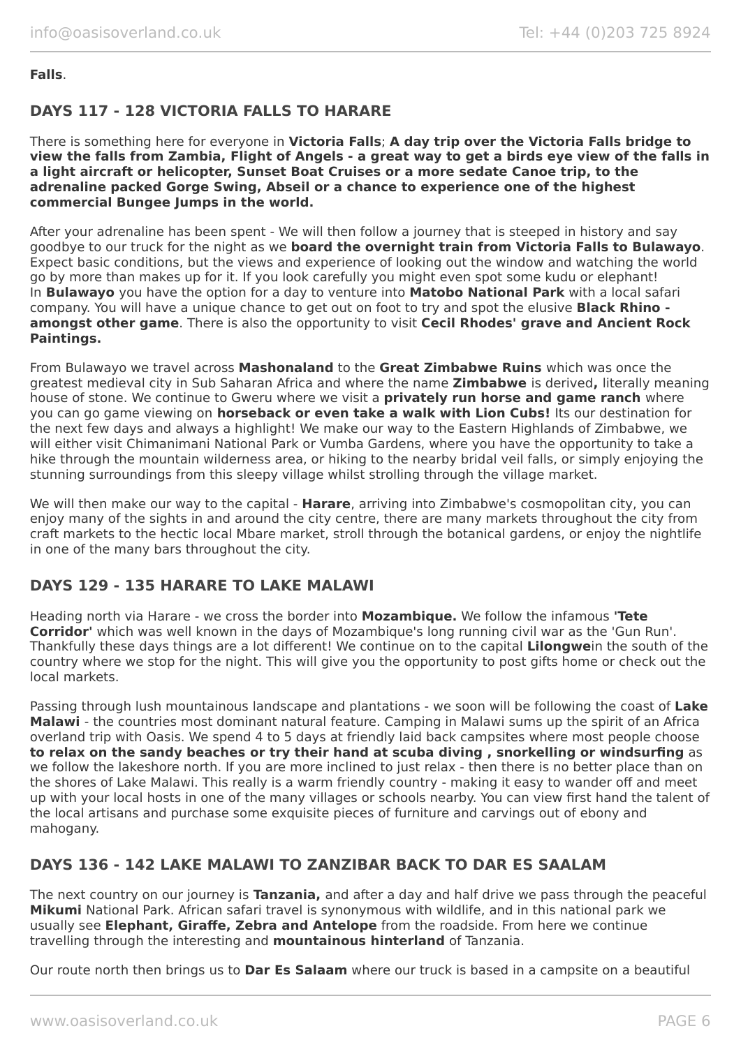**Falls**.

## DAYS 117 - 128 VICTORIA FALLS TO HARARE

There is something here for everyone in **Victoria Falls**; **A day trip over the Victoria Falls bridge to view the falls from Zambia, Flight of Angels - a great way to get a birds eye view of the falls in a light aircraft or helicopter, Sunset Boat Cruises or a more sedate Canoe trip, to the adrenaline packed Gorge Swing, Abseil or a chance to experience one of the highest commercial Bungee Jumps in the world.**

After your adrenaline has been spent - We will then follow a journey that is steeped in history and say goodbye to our truck for the night as we **board the overnight train from Victoria Falls to Bulawayo**. Expect basic conditions, but the views and experience of looking out the window and watching the world go by more than makes up for it. If you look carefully you might even spot some kudu or elephant! In **Bulawayo** you have the option for a day to venture into **Matobo National Park** with a local safari company. You will have a unique chance to get out on foot to try and spot the elusive **Black Rhino - amongst other game**. There is also the opportunity to visit **Cecil Rhodes' grave and Ancient Rock Paintings.**

From Bulawayo we travel across **Mashonaland** to the **Great Zimbabwe Ruins** which was once the greatest medieval city in Sub Saharan Africa and where the name **Zimbabwe** is derived**,** literally meaning house of stone. We continue to Gweru where we visit a **privately run horse and game ranch** where you can go game viewing on **horseback or even take a walk with Lion Cubs!** Its our destination for the next few days and always a highlight! We make our way to the Eastern Highlands of Zimbabwe, we will either visit Chimanimani National Park or Vumba Gardens, where you have the opportunity to take a hike through the mountain wilderness area, or hiking to the nearby bridal veil falls, or simply enjoying the stunning surroundings from this sleepy village whilst strolling through the village market.

We will then make our way to the capital - **Harare**, arriving into Zimbabwe's cosmopolitan city, you can enjoy many of the sights in and around the city centre, there are many markets throughout the city from craft markets to the hectic local Mbare market, stroll through the botanical gardens, or enjoy the nightlife in one of the many bars throughout the city.

## DAYS 129 - 135 HARARE TO LAKE MALAWI

Heading north via Harare - we cross the border into **Mozambique.** We follow the infamous **'Tete Corridor'** which was well known in the days of Mozambique's long running civil war as the 'Gun Run'. Thankfully these days things are a lot different! We continue on to the capital **Lilongwe**in the south of the country where we stop for the night. This will give you the opportunity to post gifts home or check out the local markets.

Passing through lush mountainous landscape and plantations - we soon will be following the coast of **Lake Malawi** - the countries most dominant natural feature. Camping in Malawi sums up the spirit of an Africa overland trip with Oasis. We spend 4 to 5 days at friendly laid back campsites where most people choose **to relax on the sandy beaches or try their hand at scuba diving , snorkelling or windsurfing** as we follow the lakeshore north. If you are more inclined to just relax - then there is no better place than on the shores of Lake Malawi. This really is a warm friendly country - making it easy to wander off and meet up with your local hosts in one of the many villages or schools nearby. You can view first hand the talent of the local artisans and purchase some exquisite pieces of furniture and carvings out of ebony and mahogany.

## DAYS 136 - 142 LAKE MALAWI TO ZANZIBAR BACK TO DAR ES SAALAM

The next country on our journey is **Tanzania,** and after a day and half drive we pass through the peaceful **Mikumi** National Park. African safari travel is synonymous with wildlife, and in this national park we usually see **Elephant, Giraffe, Zebra and Antelope** from the roadside. From here we continue travelling through the interesting and **mountainous hinterland** of Tanzania.

Our route north then brings us to **Dar Es Salaam** where our truck is based in a campsite on a beautiful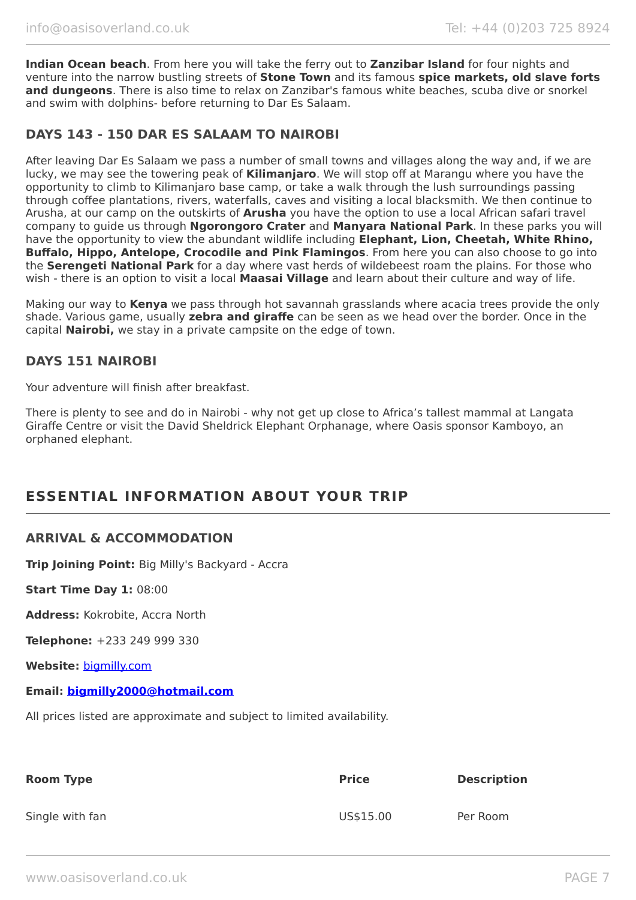**Indian Ocean beach**. From here you will take the ferry out to **Zanzibar Island** for four nights and venture into the narrow bustling streets of **Stone Town** and its famous **spice markets, old slave forts and dungeons**. There is also time to relax on Zanzibar's famous white beaches, scuba dive or snorkel and swim with dolphins- before returning to Dar Es Salaam.

### DAYS 143 - 150 DAR ES SALAAM TO NAIROBI

After leaving Dar Es Salaam we pass a number of small towns and villages along the way and, if we are lucky, we may see the towering peak of **Kilimanjaro**. We will stop off at Marangu where you have the opportunity to climb to Kilimanjaro base camp, or take a walk through the lush surroundings passing through coffee plantations, rivers, waterfalls, caves and visiting a local blacksmith. We then continue to Arusha, at our camp on the outskirts of **Arusha** you have the option to use a local African safari travel company to guide us through **Ngorongoro Crater** and **Manyara National Park**. In these parks you will have the opportunity to view the abundant wildlife including **Elephant, Lion, Cheetah, White Rhino, Buffalo, Hippo, Antelope, Crocodile and Pink Flamingos**. From here you can also choose to go into the **Serengeti National Park** for a day where vast herds of wildebeest roam the plains. For those who wish - there is an option to visit a local **Maasai Village** and learn about their culture and way of life.

Making our way to **Kenya** we pass through hot savannah grasslands where acacia trees provide the only shade. Various game, usually **zebra and giraffe** can be seen as we head over the border. Once in the capital **Nairobi,** we stay in a private campsite on the edge of town.

### DAYS 151 NAIROBI

Your adventure will finish after breakfast.

There is plenty to see and do in Nairobi - why not get up close to Africa's tallest mammal at Langata Giraffe Centre or visit the David Sheldrick Elephant Orphanage, where Oasis sponsor Kamboyo, an orphaned elephant.

## ESSENTIAL INFORMATION ABOUT YOUR TRIP

### ARRIVAL & ACCOMMODATION

**Trip Joining Point:** Big Milly's Backyard - Accra

**Start Time Day 1:** 08:00

**Address:** Kokrobite, Accra North

**Telephone:** +233 249 999 330

**Website:** bigmilly.com

**Email: bigmilly2000@hotmail.com**

All prices listed are approximate and subject to limited availability.

| Room Type | Price | Description |
|---|---|---|
| Single with fan | US$15.00 | Per Room |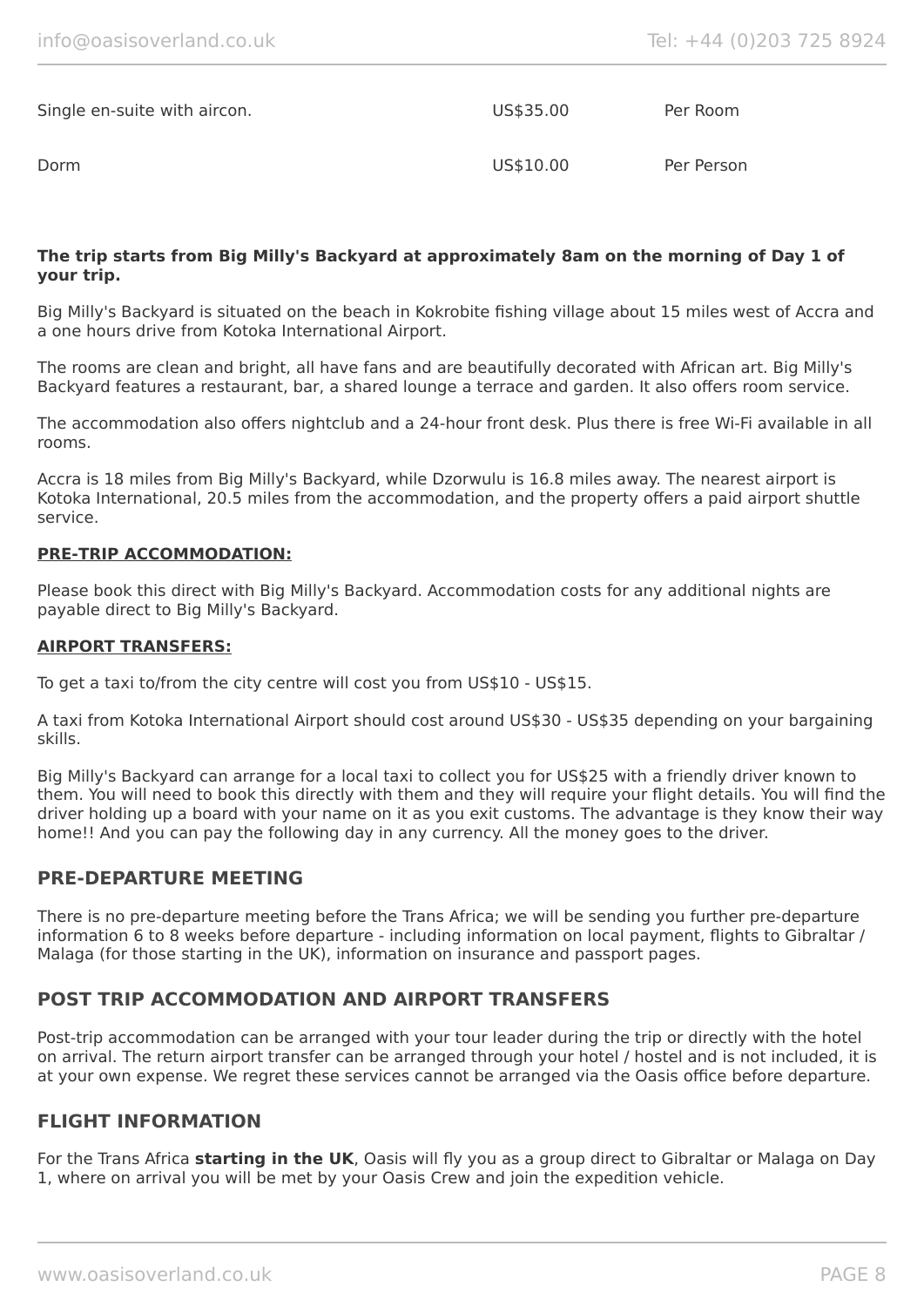| | | |
|---|---|---|
| Single en-suite with aircon. | US$35.00 | Per Room |
| Dorm | US$10.00 | Per Person |

**The trip starts from Big Milly's Backyard at approximately 8am on the morning of Day 1 of your trip.**

Big Milly's Backyard is situated on the beach in Kokrobite fishing village about 15 miles west of Accra and a one hours drive from Kotoka International Airport.

The rooms are clean and bright, all have fans and are beautifully decorated with African art. Big Milly's Backyard features a restaurant, bar, a shared lounge a terrace and garden. It also offers room service.

The accommodation also offers nightclub and a 24-hour front desk. Plus there is free Wi-Fi available in all rooms.

Accra is 18 miles from Big Milly's Backyard, while Dzorwulu is 16.8 miles away. The nearest airport is Kotoka International, 20.5 miles from the accommodation, and the property offers a paid airport shuttle service.

**PRE-TRIP ACCOMMODATION:**

Please book this direct with Big Milly's Backyard. Accommodation costs for any additional nights are payable direct to Big Milly's Backyard.

**AIRPORT TRANSFERS:**

To get a taxi to/from the city centre will cost you from US$10 - US$15.

A taxi from Kotoka International Airport should cost around US$30 - US$35 depending on your bargaining skills.

Big Milly's Backyard can arrange for a local taxi to collect you for US$25 with a friendly driver known to them. You will need to book this directly with them and they will require your flight details. You will find the driver holding up a board with your name on it as you exit customs. The advantage is they know their way home!! And you can pay the following day in any currency. All the money goes to the driver.

## PRE-DEPARTURE MEETING

There is no pre-departure meeting before the Trans Africa; we will be sending you further pre-departure information 6 to 8 weeks before departure - including information on local payment, flights to Gibraltar / Malaga (for those starting in the UK), information on insurance and passport pages.

## POST TRIP ACCOMMODATION AND AIRPORT TRANSFERS

Post-trip accommodation can be arranged with your tour leader during the trip or directly with the hotel on arrival. The return airport transfer can be arranged through your hotel / hostel and is not included, it is at your own expense. We regret these services cannot be arranged via the Oasis office before departure.

## FLIGHT INFORMATION

For the Trans Africa **starting in the UK**, Oasis will fly you as a group direct to Gibraltar or Malaga on Day 1, where on arrival you will be met by your Oasis Crew and join the expedition vehicle.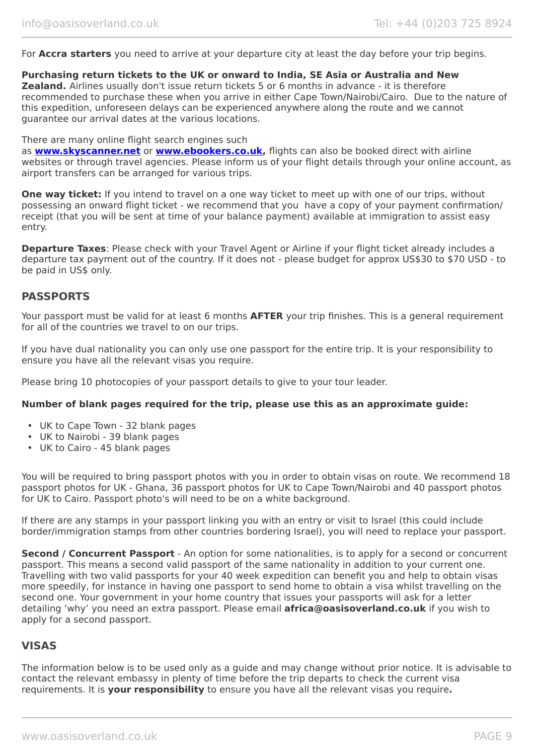For **Accra starters** you need to arrive at your departure city at least the day before your trip begins.

**Purchasing return tickets to the UK or onward to India, SE Asia or Australia and New Zealand.** Airlines usually don't issue return tickets 5 or 6 months in advance - it is therefore recommended to purchase these when you arrive in either Cape Town/Nairobi/Cairo. Due to the nature of this expedition, unforeseen delays can be experienced anywhere along the route and we cannot guarantee our arrival dates at the various locations.

There are many online flight search engines such as **[www.skyscanner.net](http://www.skyscanner.net)** or **[www.ebookers.co.uk](http://www.ebookers.co.uk),** flights can also be booked direct with airline websites or through travel agencies. Please inform us of your flight details through your online account, as airport transfers can be arranged for various trips.

**One way ticket:** If you intend to travel on a one way ticket to meet up with one of our trips, without possessing an onward flight ticket - we recommend that you have a copy of your payment confirmation/ receipt (that you will be sent at time of your balance payment) available at immigration to assist easy entry.

**Departure Taxes**: Please check with your Travel Agent or Airline if your flight ticket already includes a departure tax payment out of the country. If it does not - please budget for approx US$30 to $70 USD - to be paid in US$ only.

## PASSPORTS

Your passport must be valid for at least 6 months **AFTER** your trip finishes. This is a general requirement for all of the countries we travel to on our trips.

If you have dual nationality you can only use one passport for the entire trip. It is your responsibility to ensure you have all the relevant visas you require.

Please bring 10 photocopies of your passport details to give to your tour leader.

**Number of blank pages required for the trip, please use this as an approximate guide:**

- UK to Cape Town - 32 blank pages
- UK to Nairobi - 39 blank pages
- UK to Cairo - 45 blank pages

You will be required to bring passport photos with you in order to obtain visas on route. We recommend 18 passport photos for UK - Ghana, 36 passport photos for UK to Cape Town/Nairobi and 40 passport photos for UK to Cairo. Passport photo's will need to be on a white background.

If there are any stamps in your passport linking you with an entry or visit to Israel (this could include border/immigration stamps from other countries bordering Israel), you will need to replace your passport.

**Second / Concurrent Passport** - An option for some nationalities, is to apply for a second or concurrent passport. This means a second valid passport of the same nationality in addition to your current one. Travelling with two valid passports for your 40 week expedition can benefit you and help to obtain visas more speedily, for instance in having one passport to send home to obtain a visa whilst travelling on the second one. Your government in your home country that issues your passports will ask for a letter detailing 'why' you need an extra passport. Please email **africa@oasisoverland.co.uk** if you wish to apply for a second passport.

## VISAS

The information below is to be used only as a guide and may change without prior notice. It is advisable to contact the relevant embassy in plenty of time before the trip departs to check the current visa requirements. It is **your responsibility** to ensure you have all the relevant visas you require**.**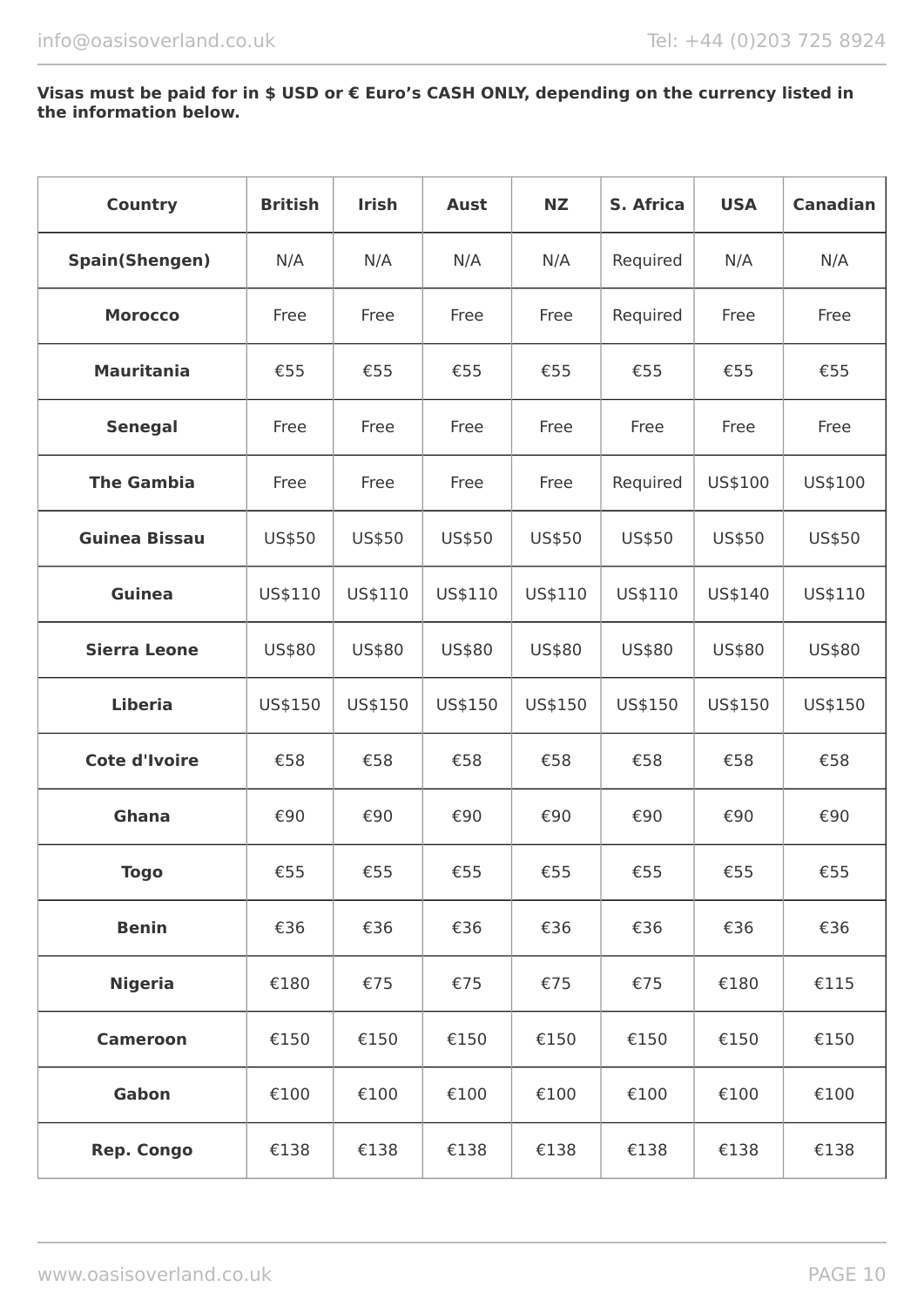**Visas must be paid for in $ USD or € Euro's CASH ONLY, depending on the currency listed in the information below.**

| Country | British | Irish | Aust | NZ | S. Africa | USA | Canadian |
|---|---|---|---|---|---|---|---|
| **Spain(Shengen)** | N/A | N/A | N/A | N/A | Required | N/A | N/A |
| **Morocco** | Free | Free | Free | Free | Required | Free | Free |
| **Mauritania** | €55 | €55 | €55 | €55 | €55 | €55 | €55 |
| **Senegal** | Free | Free | Free | Free | Free | Free | Free |
| **The Gambia** | Free | Free | Free | Free | Required | US$100 | US$100 |
| **Guinea Bissau** | US$50 | US$50 | US$50 | US$50 | US$50 | US$50 | US$50 |
| **Guinea** | US$110 | US$110 | US$110 | US$110 | US$110 | US$140 | US$110 |
| **Sierra Leone** | US$80 | US$80 | US$80 | US$80 | US$80 | US$80 | US$80 |
| **Liberia** | US$150 | US$150 | US$150 | US$150 | US$150 | US$150 | US$150 |
| **Cote d'Ivoire** | €58 | €58 | €58 | €58 | €58 | €58 | €58 |
| **Ghana** | €90 | €90 | €90 | €90 | €90 | €90 | €90 |
| **Togo** | €55 | €55 | €55 | €55 | €55 | €55 | €55 |
| **Benin** | €36 | €36 | €36 | €36 | €36 | €36 | €36 |
| **Nigeria** | €180 | €75 | €75 | €75 | €75 | €180 | €115 |
| **Cameroon** | €150 | €150 | €150 | €150 | €150 | €150 | €150 |
| **Gabon** | €100 | €100 | €100 | €100 | €100 | €100 | €100 |
| **Rep. Congo** | €138 | €138 | €138 | €138 | €138 | €138 | €138 |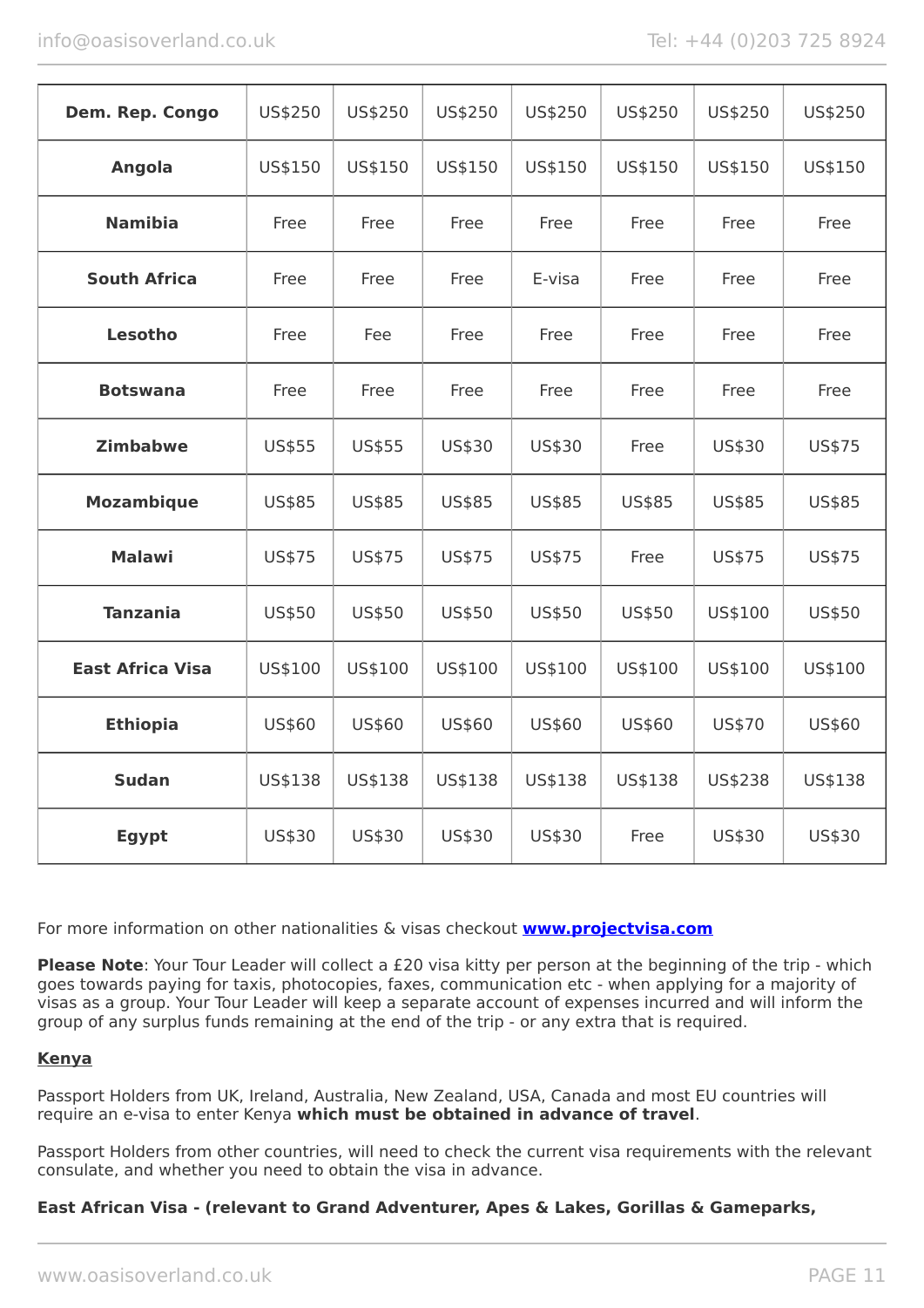| Dem. Rep. Congo | US$250 | US$250 | US$250 | US$250 | US$250 | US$250 | US$250 |
|---|---|---|---|---|---|---|---|
| Angola | US$150 | US$150 | US$150 | US$150 | US$150 | US$150 | US$150 |
| Namibia | Free | Free | Free | Free | Free | Free | Free |
| South Africa | Free | Free | Free | E-visa | Free | Free | Free |
| Lesotho | Free | Fee | Free | Free | Free | Free | Free |
| Botswana | Free | Free | Free | Free | Free | Free | Free |
| Zimbabwe | US$55 | US$55 | US$30 | US$30 | Free | US$30 | US$75 |
| Mozambique | US$85 | US$85 | US$85 | US$85 | US$85 | US$85 | US$85 |
| Malawi | US$75 | US$75 | US$75 | US$75 | Free | US$75 | US$75 |
| Tanzania | US$50 | US$50 | US$50 | US$50 | US$50 | US$100 | US$50 |
| East Africa Visa | US$100 | US$100 | US$100 | US$100 | US$100 | US$100 | US$100 |
| Ethiopia | US$60 | US$60 | US$60 | US$60 | US$60 | US$70 | US$60 |
| Sudan | US$138 | US$138 | US$138 | US$138 | US$138 | US$238 | US$138 |
| Egypt | US$30 | US$30 | US$30 | US$30 | Free | US$30 | US$30 |

For more information on other nationalities & visas checkout **www.projectvisa.com**

**Please Note**: Your Tour Leader will collect a £20 visa kitty per person at the beginning of the trip - which goes towards paying for taxis, photocopies, faxes, communication etc - when applying for a majority of visas as a group. Your Tour Leader will keep a separate account of expenses incurred and will inform the group of any surplus funds remaining at the end of the trip - or any extra that is required.

**Kenya**

Passport Holders from UK, Ireland, Australia, New Zealand, USA, Canada and most EU countries will require an e-visa to enter Kenya **which must be obtained in advance of travel**.

Passport Holders from other countries, will need to check the current visa requirements with the relevant consulate, and whether you need to obtain the visa in advance.

**East African Visa - (relevant to Grand Adventurer, Apes & Lakes, Gorillas & Gameparks,**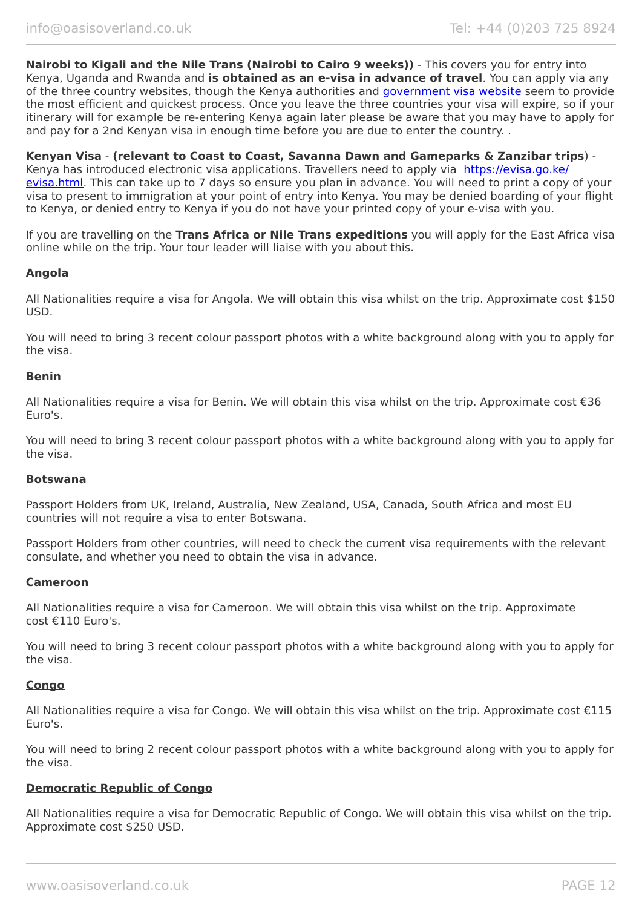**Nairobi to Kigali and the Nile Trans (Nairobi to Cairo 9 weeks))** - This covers you for entry into Kenya, Uganda and Rwanda and **is obtained as an e-visa in advance of travel**. You can apply via any of the three country websites, though the Kenya authorities and [government visa website]() seem to provide the most efficient and quickest process. Once you leave the three countries your visa will expire, so if your itinerary will for example be re-entering Kenya again later please be aware that you may have to apply for and pay for a 2nd Kenyan visa in enough time before you are due to enter the country. .

**Kenyan Visa** - **(relevant to Coast to Coast, Savanna Dawn and Gameparks & Zanzibar trips**) - Kenya has introduced electronic visa applications. Travellers need to apply via [https://evisa.go.ke/evisa.html](https://evisa.go.ke/evisa.html). This can take up to 7 days so ensure you plan in advance. You will need to print a copy of your visa to present to immigration at your point of entry into Kenya. You may be denied boarding of your flight to Kenya, or denied entry to Kenya if you do not have your printed copy of your e-visa with you.

If you are travelling on the **Trans Africa or Nile Trans expeditions** you will apply for the East Africa visa online while on the trip. Your tour leader will liaise with you about this.

### Angola

All Nationalities require a visa for Angola. We will obtain this visa whilst on the trip. Approximate cost $150 USD.

You will need to bring 3 recent colour passport photos with a white background along with you to apply for the visa.

### Benin

All Nationalities require a visa for Benin. We will obtain this visa whilst on the trip. Approximate cost €36 Euro's.

You will need to bring 3 recent colour passport photos with a white background along with you to apply for the visa.

### Botswana

Passport Holders from UK, Ireland, Australia, New Zealand, USA, Canada, South Africa and most EU countries will not require a visa to enter Botswana.

Passport Holders from other countries, will need to check the current visa requirements with the relevant consulate, and whether you need to obtain the visa in advance.

### Cameroon

All Nationalities require a visa for Cameroon. We will obtain this visa whilst on the trip. Approximate cost €110 Euro's.

You will need to bring 3 recent colour passport photos with a white background along with you to apply for the visa.

### Congo

All Nationalities require a visa for Congo. We will obtain this visa whilst on the trip. Approximate cost €115 Euro's.

You will need to bring 2 recent colour passport photos with a white background along with you to apply for the visa.

### Democratic Republic of Congo

All Nationalities require a visa for Democratic Republic of Congo. We will obtain this visa whilst on the trip. Approximate cost $250 USD.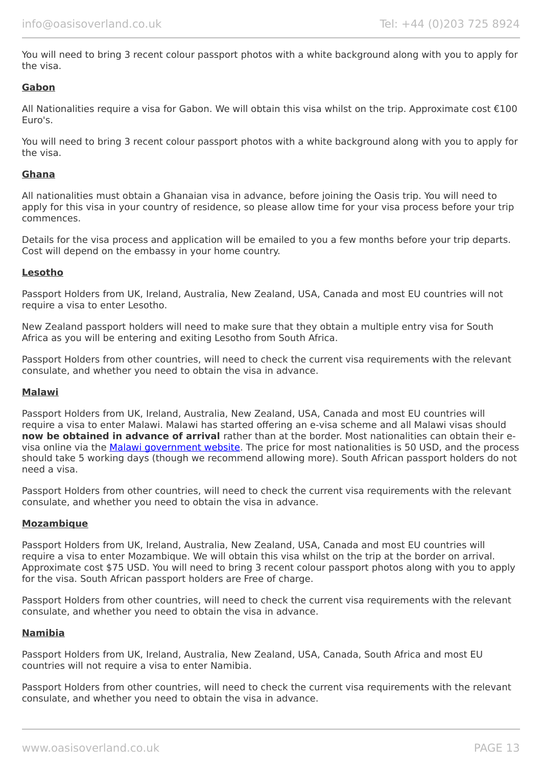You will need to bring 3 recent colour passport photos with a white background along with you to apply for the visa.

**Gabon**

All Nationalities require a visa for Gabon. We will obtain this visa whilst on the trip. Approximate cost €100 Euro's.

You will need to bring 3 recent colour passport photos with a white background along with you to apply for the visa.

**Ghana**

All nationalities must obtain a Ghanaian visa in advance, before joining the Oasis trip. You will need to apply for this visa in your country of residence, so please allow time for your visa process before your trip commences.

Details for the visa process and application will be emailed to you a few months before your trip departs. Cost will depend on the embassy in your home country.

**Lesotho**

Passport Holders from UK, Ireland, Australia, New Zealand, USA, Canada and most EU countries will not require a visa to enter Lesotho.

New Zealand passport holders will need to make sure that they obtain a multiple entry visa for South Africa as you will be entering and exiting Lesotho from South Africa.

Passport Holders from other countries, will need to check the current visa requirements with the relevant consulate, and whether you need to obtain the visa in advance.

**Malawi**

Passport Holders from UK, Ireland, Australia, New Zealand, USA, Canada and most EU countries will require a visa to enter Malawi. Malawi has started offering an e-visa scheme and all Malawi visas should **now be obtained in advance of arrival** rather than at the border. Most nationalities can obtain their e-visa online via the [Malawi government website](). The price for most nationalities is 50 USD, and the process should take 5 working days (though we recommend allowing more). South African passport holders do not need a visa.

Passport Holders from other countries, will need to check the current visa requirements with the relevant consulate, and whether you need to obtain the visa in advance.

**Mozambique**

Passport Holders from UK, Ireland, Australia, New Zealand, USA, Canada and most EU countries will require a visa to enter Mozambique. We will obtain this visa whilst on the trip at the border on arrival. Approximate cost $75 USD. You will need to bring 3 recent colour passport photos along with you to apply for the visa. South African passport holders are Free of charge.

Passport Holders from other countries, will need to check the current visa requirements with the relevant consulate, and whether you need to obtain the visa in advance.

**Namibia**

Passport Holders from UK, Ireland, Australia, New Zealand, USA, Canada, South Africa and most EU countries will not require a visa to enter Namibia.

Passport Holders from other countries, will need to check the current visa requirements with the relevant consulate, and whether you need to obtain the visa in advance.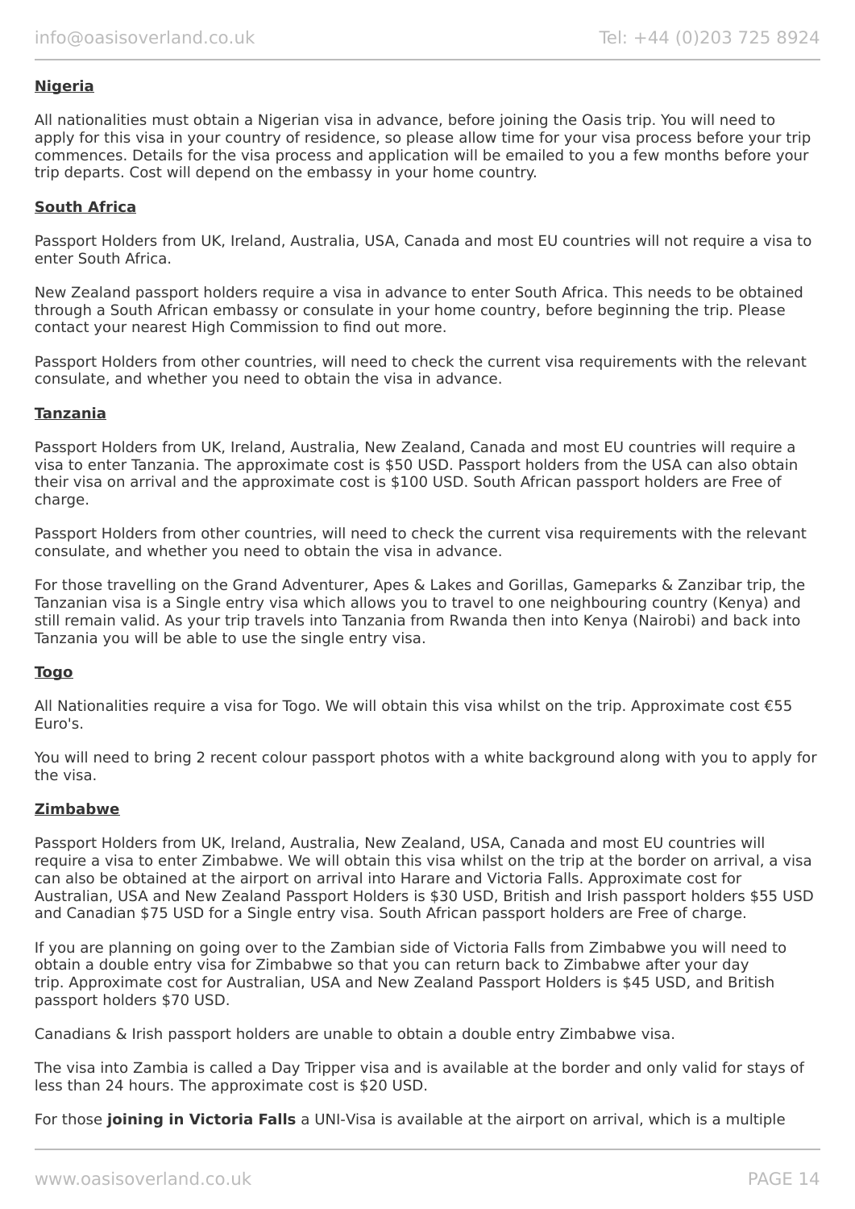**Nigeria**

All nationalities must obtain a Nigerian visa in advance, before joining the Oasis trip. You will need to apply for this visa in your country of residence, so please allow time for your visa process before your trip commences. Details for the visa process and application will be emailed to you a few months before your trip departs. Cost will depend on the embassy in your home country.

**South Africa**

Passport Holders from UK, Ireland, Australia, USA, Canada and most EU countries will not require a visa to enter South Africa.

New Zealand passport holders require a visa in advance to enter South Africa. This needs to be obtained through a South African embassy or consulate in your home country, before beginning the trip. Please contact your nearest High Commission to find out more.

Passport Holders from other countries, will need to check the current visa requirements with the relevant consulate, and whether you need to obtain the visa in advance.

**Tanzania**

Passport Holders from UK, Ireland, Australia, New Zealand, Canada and most EU countries will require a visa to enter Tanzania. The approximate cost is $50 USD. Passport holders from the USA can also obtain their visa on arrival and the approximate cost is $100 USD. South African passport holders are Free of charge.

Passport Holders from other countries, will need to check the current visa requirements with the relevant consulate, and whether you need to obtain the visa in advance.

For those travelling on the Grand Adventurer, Apes & Lakes and Gorillas, Gameparks & Zanzibar trip, the Tanzanian visa is a Single entry visa which allows you to travel to one neighbouring country (Kenya) and still remain valid. As your trip travels into Tanzania from Rwanda then into Kenya (Nairobi) and back into Tanzania you will be able to use the single entry visa.

**Togo**

All Nationalities require a visa for Togo. We will obtain this visa whilst on the trip. Approximate cost €55 Euro's.

You will need to bring 2 recent colour passport photos with a white background along with you to apply for the visa.

**Zimbabwe**

Passport Holders from UK, Ireland, Australia, New Zealand, USA, Canada and most EU countries will require a visa to enter Zimbabwe. We will obtain this visa whilst on the trip at the border on arrival, a visa can also be obtained at the airport on arrival into Harare and Victoria Falls. Approximate cost for Australian, USA and New Zealand Passport Holders is $30 USD, British and Irish passport holders $55 USD and Canadian $75 USD for a Single entry visa. South African passport holders are Free of charge.

If you are planning on going over to the Zambian side of Victoria Falls from Zimbabwe you will need to obtain a double entry visa for Zimbabwe so that you can return back to Zimbabwe after your day trip. Approximate cost for Australian, USA and New Zealand Passport Holders is $45 USD, and British passport holders $70 USD.

Canadians & Irish passport holders are unable to obtain a double entry Zimbabwe visa.

The visa into Zambia is called a Day Tripper visa and is available at the border and only valid for stays of less than 24 hours. The approximate cost is $20 USD.

For those **joining in Victoria Falls** a UNI-Visa is available at the airport on arrival, which is a multiple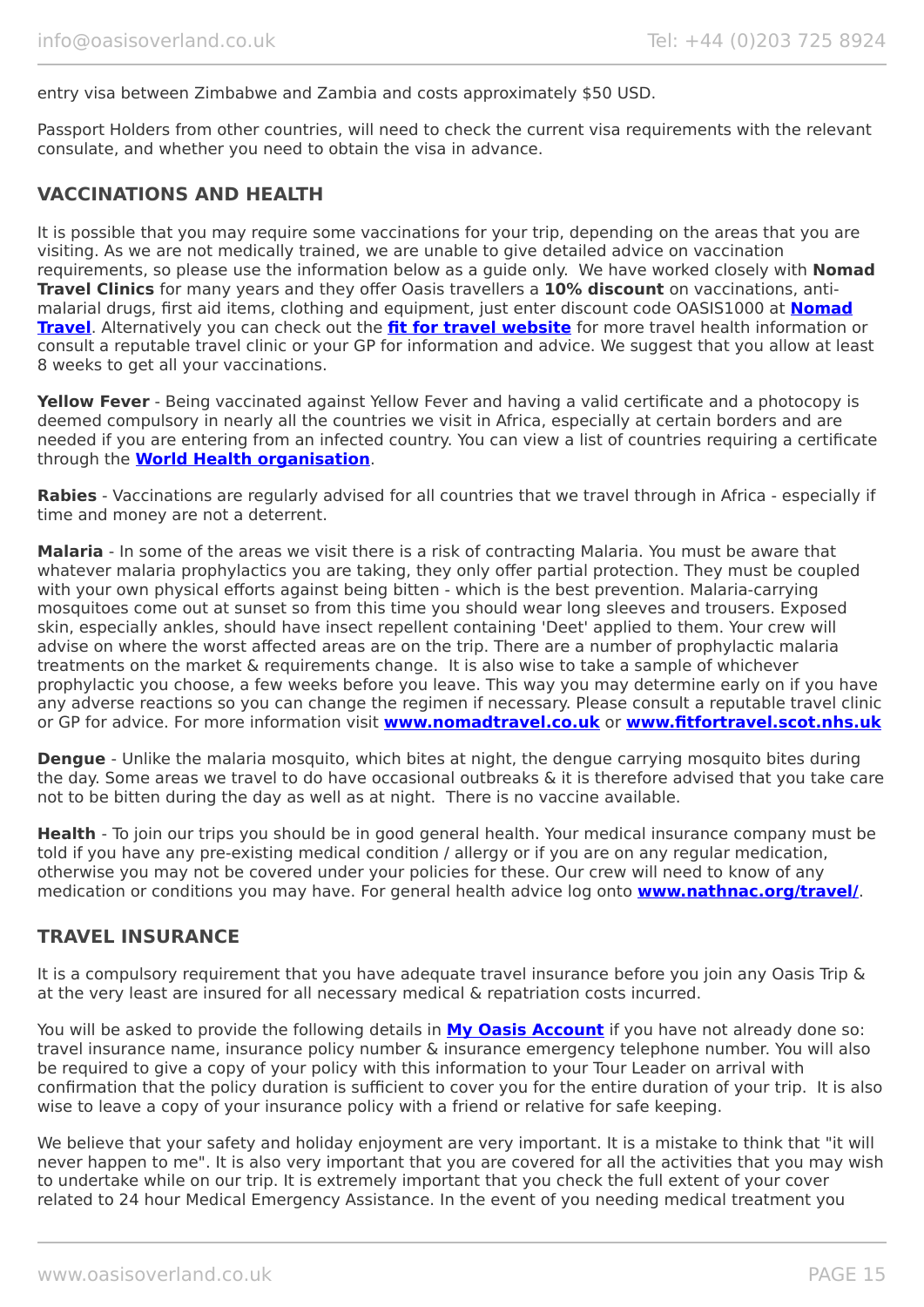entry visa between Zimbabwe and Zambia and costs approximately $50 USD.

Passport Holders from other countries, will need to check the current visa requirements with the relevant consulate, and whether you need to obtain the visa in advance.

## VACCINATIONS AND HEALTH

It is possible that you may require some vaccinations for your trip, depending on the areas that you are visiting. As we are not medically trained, we are unable to give detailed advice on vaccination requirements, so please use the information below as a guide only. We have worked closely with **Nomad Travel Clinics** for many years and they offer Oasis travellers a **10% discount** on vaccinations, anti-malarial drugs, first aid items, clothing and equipment, just enter discount code OASIS1000 at **Nomad Travel**. Alternatively you can check out the **fit for travel website** for more travel health information or consult a reputable travel clinic or your GP for information and advice. We suggest that you allow at least 8 weeks to get all your vaccinations.

**Yellow Fever** - Being vaccinated against Yellow Fever and having a valid certificate and a photocopy is deemed compulsory in nearly all the countries we visit in Africa, especially at certain borders and are needed if you are entering from an infected country. You can view a list of countries requiring a certificate through the **World Health organisation**.

**Rabies** - Vaccinations are regularly advised for all countries that we travel through in Africa - especially if time and money are not a deterrent.

**Malaria** - In some of the areas we visit there is a risk of contracting Malaria. You must be aware that whatever malaria prophylactics you are taking, they only offer partial protection. They must be coupled with your own physical efforts against being bitten - which is the best prevention. Malaria-carrying mosquitoes come out at sunset so from this time you should wear long sleeves and trousers. Exposed skin, especially ankles, should have insect repellent containing 'Deet' applied to them. Your crew will advise on where the worst affected areas are on the trip. There are a number of prophylactic malaria treatments on the market & requirements change. It is also wise to take a sample of whichever prophylactic you choose, a few weeks before you leave. This way you may determine early on if you have any adverse reactions so you can change the regimen if necessary. Please consult a reputable travel clinic or GP for advice. For more information visit **www.nomadtravel.co.uk** or **www.fitfortravel.scot.nhs.uk**

**Dengue** - Unlike the malaria mosquito, which bites at night, the dengue carrying mosquito bites during the day. Some areas we travel to do have occasional outbreaks & it is therefore advised that you take care not to be bitten during the day as well as at night. There is no vaccine available.

**Health** - To join our trips you should be in good general health. Your medical insurance company must be told if you have any pre-existing medical condition / allergy or if you are on any regular medication, otherwise you may not be covered under your policies for these. Our crew will need to know of any medication or conditions you may have. For general health advice log onto **www.nathnac.org/travel/**.

## TRAVEL INSURANCE

It is a compulsory requirement that you have adequate travel insurance before you join any Oasis Trip & at the very least are insured for all necessary medical & repatriation costs incurred.

You will be asked to provide the following details in **My Oasis Account** if you have not already done so: travel insurance name, insurance policy number & insurance emergency telephone number. You will also be required to give a copy of your policy with this information to your Tour Leader on arrival with confirmation that the policy duration is sufficient to cover you for the entire duration of your trip. It is also wise to leave a copy of your insurance policy with a friend or relative for safe keeping.

We believe that your safety and holiday enjoyment are very important. It is a mistake to think that "it will never happen to me". It is also very important that you are covered for all the activities that you may wish to undertake while on our trip. It is extremely important that you check the full extent of your cover related to 24 hour Medical Emergency Assistance. In the event of you needing medical treatment you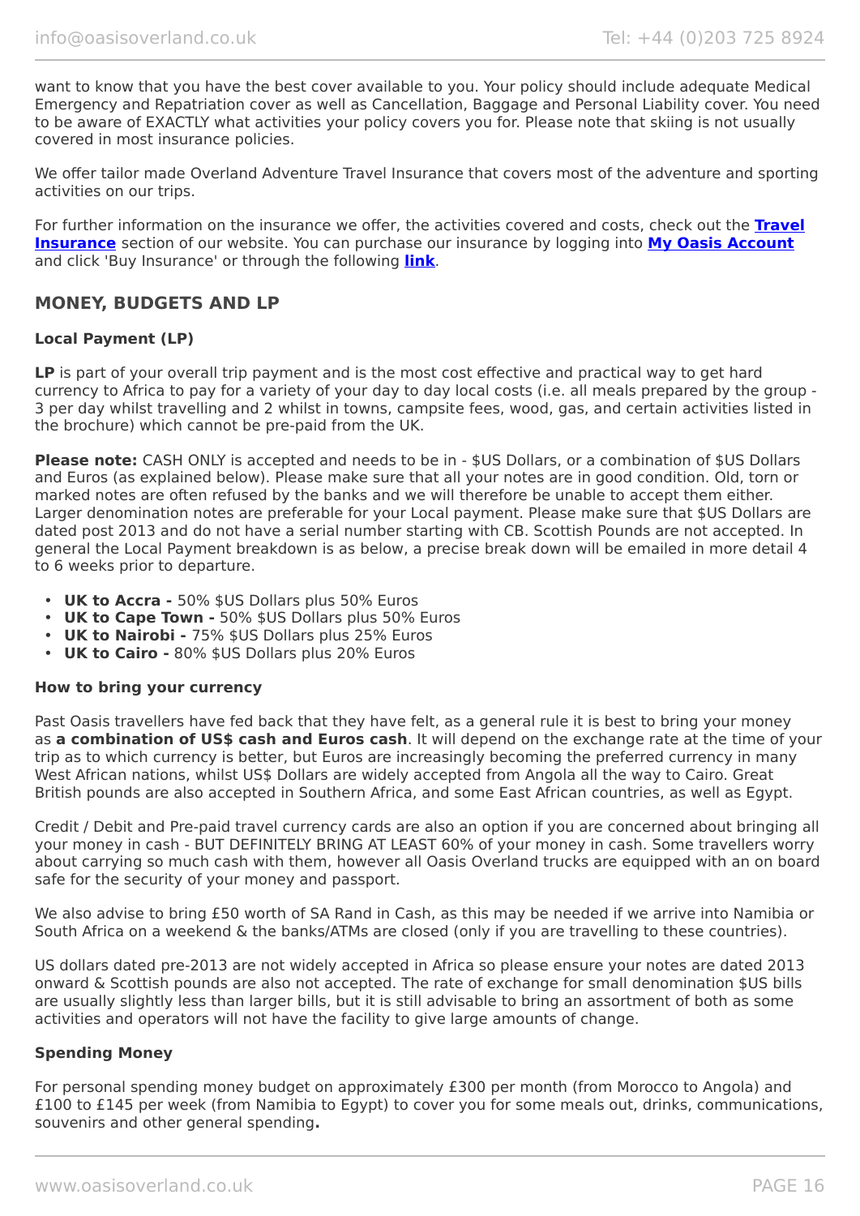want to know that you have the best cover available to you. Your policy should include adequate Medical Emergency and Repatriation cover as well as Cancellation, Baggage and Personal Liability cover. You need to be aware of EXACTLY what activities your policy covers you for. Please note that skiing is not usually covered in most insurance policies.

We offer tailor made Overland Adventure Travel Insurance that covers most of the adventure and sporting activities on our trips.

For further information on the insurance we offer, the activities covered and costs, check out the **Travel Insurance** section of our website. You can purchase our insurance by logging into **My Oasis Account** and click 'Buy Insurance' or through the following **link**.

## MONEY, BUDGETS AND LP

### Local Payment (LP)

**LP** is part of your overall trip payment and is the most cost effective and practical way to get hard currency to Africa to pay for a variety of your day to day local costs (i.e. all meals prepared by the group - 3 per day whilst travelling and 2 whilst in towns, campsite fees, wood, gas, and certain activities listed in the brochure) which cannot be pre-paid from the UK.

**Please note:** CASH ONLY is accepted and needs to be in - $US Dollars, or a combination of $US Dollars and Euros (as explained below). Please make sure that all your notes are in good condition. Old, torn or marked notes are often refused by the banks and we will therefore be unable to accept them either. Larger denomination notes are preferable for your Local payment. Please make sure that $US Dollars are dated post 2013 and do not have a serial number starting with CB. Scottish Pounds are not accepted. In general the Local Payment breakdown is as below, a precise break down will be emailed in more detail 4 to 6 weeks prior to departure.

- **UK to Accra -** 50% $US Dollars plus 50% Euros
- **UK to Cape Town -** 50% $US Dollars plus 50% Euros
- **UK to Nairobi -** 75% $US Dollars plus 25% Euros
- **UK to Cairo -** 80% $US Dollars plus 20% Euros

### How to bring your currency

Past Oasis travellers have fed back that they have felt, as a general rule it is best to bring your money as **a combination of US$ cash and Euros cash**. It will depend on the exchange rate at the time of your trip as to which currency is better, but Euros are increasingly becoming the preferred currency in many West African nations, whilst US$ Dollars are widely accepted from Angola all the way to Cairo. Great British pounds are also accepted in Southern Africa, and some East African countries, as well as Egypt.

Credit / Debit and Pre-paid travel currency cards are also an option if you are concerned about bringing all your money in cash - BUT DEFINITELY BRING AT LEAST 60% of your money in cash. Some travellers worry about carrying so much cash with them, however all Oasis Overland trucks are equipped with an on board safe for the security of your money and passport.

We also advise to bring £50 worth of SA Rand in Cash, as this may be needed if we arrive into Namibia or South Africa on a weekend & the banks/ATMs are closed (only if you are travelling to these countries).

US dollars dated pre-2013 are not widely accepted in Africa so please ensure your notes are dated 2013 onward & Scottish pounds are also not accepted. The rate of exchange for small denomination $US bills are usually slightly less than larger bills, but it is still advisable to bring an assortment of both as some activities and operators will not have the facility to give large amounts of change.

### Spending Money

For personal spending money budget on approximately £300 per month (from Morocco to Angola) and £100 to £145 per week (from Namibia to Egypt) to cover you for some meals out, drinks, communications, souvenirs and other general spending**.**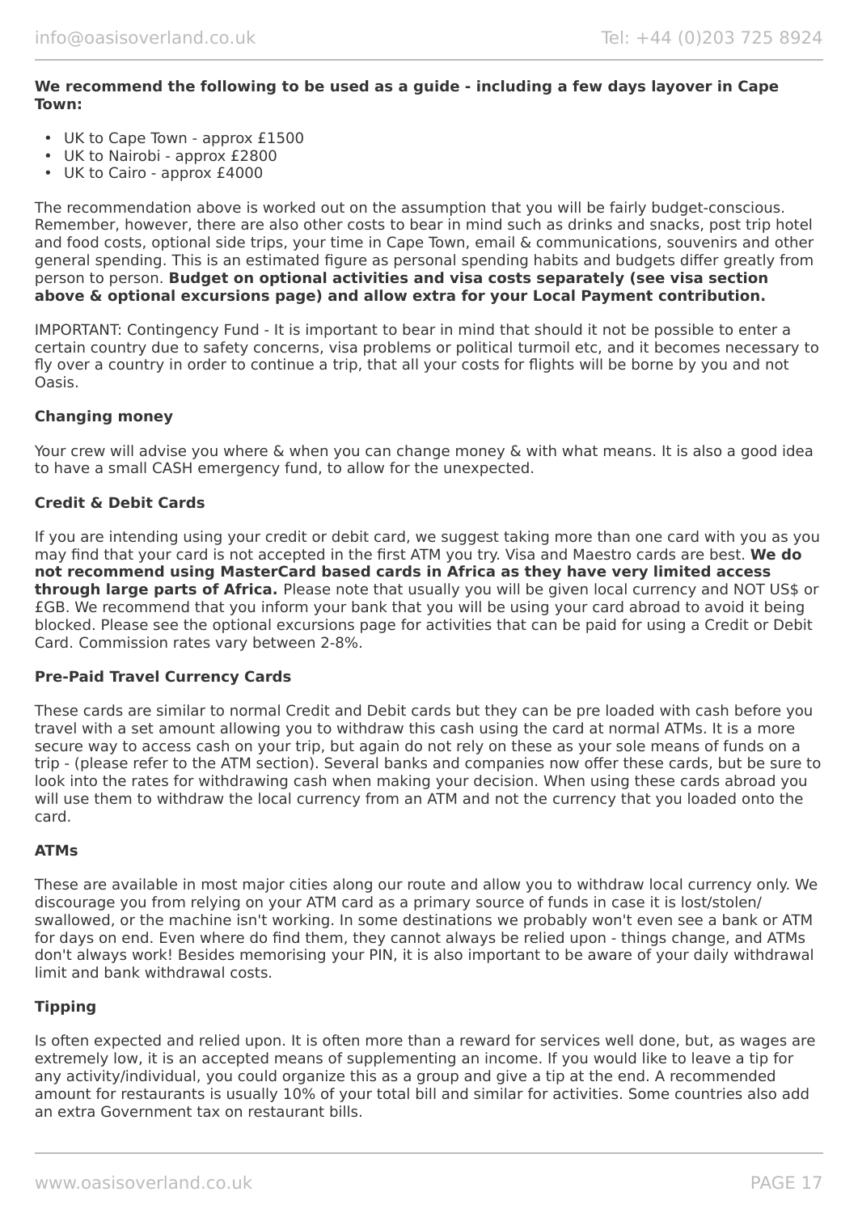**We recommend the following to be used as a guide - including a few days layover in Cape Town:**

- UK to Cape Town - approx £1500
- UK to Nairobi - approx £2800
- UK to Cairo - approx £4000

The recommendation above is worked out on the assumption that you will be fairly budget-conscious. Remember, however, there are also other costs to bear in mind such as drinks and snacks, post trip hotel and food costs, optional side trips, your time in Cape Town, email & communications, souvenirs and other general spending. This is an estimated figure as personal spending habits and budgets differ greatly from person to person. **Budget on optional activities and visa costs separately (see visa section above & optional excursions page) and allow extra for your Local Payment contribution.**

IMPORTANT: Contingency Fund - It is important to bear in mind that should it not be possible to enter a certain country due to safety concerns, visa problems or political turmoil etc, and it becomes necessary to fly over a country in order to continue a trip, that all your costs for flights will be borne by you and not Oasis.

### Changing money

Your crew will advise you where & when you can change money & with what means. It is also a good idea to have a small CASH emergency fund, to allow for the unexpected.

### Credit & Debit Cards

If you are intending using your credit or debit card, we suggest taking more than one card with you as you may find that your card is not accepted in the first ATM you try. Visa and Maestro cards are best. **We do not recommend using MasterCard based cards in Africa as they have very limited access through large parts of Africa.** Please note that usually you will be given local currency and NOT US$ or £GB. We recommend that you inform your bank that you will be using your card abroad to avoid it being blocked. Please see the optional excursions page for activities that can be paid for using a Credit or Debit Card. Commission rates vary between 2-8%.

### Pre-Paid Travel Currency Cards

These cards are similar to normal Credit and Debit cards but they can be pre loaded with cash before you travel with a set amount allowing you to withdraw this cash using the card at normal ATMs. It is a more secure way to access cash on your trip, but again do not rely on these as your sole means of funds on a trip - (please refer to the ATM section). Several banks and companies now offer these cards, but be sure to look into the rates for withdrawing cash when making your decision. When using these cards abroad you will use them to withdraw the local currency from an ATM and not the currency that you loaded onto the card.

### ATMs

These are available in most major cities along our route and allow you to withdraw local currency only. We discourage you from relying on your ATM card as a primary source of funds in case it is lost/stolen/ swallowed, or the machine isn't working. In some destinations we probably won't even see a bank or ATM for days on end. Even where do find them, they cannot always be relied upon - things change, and ATMs don't always work! Besides memorising your PIN, it is also important to be aware of your daily withdrawal limit and bank withdrawal costs.

### Tipping

Is often expected and relied upon. It is often more than a reward for services well done, but, as wages are extremely low, it is an accepted means of supplementing an income. If you would like to leave a tip for any activity/individual, you could organize this as a group and give a tip at the end. A recommended amount for restaurants is usually 10% of your total bill and similar for activities. Some countries also add an extra Government tax on restaurant bills.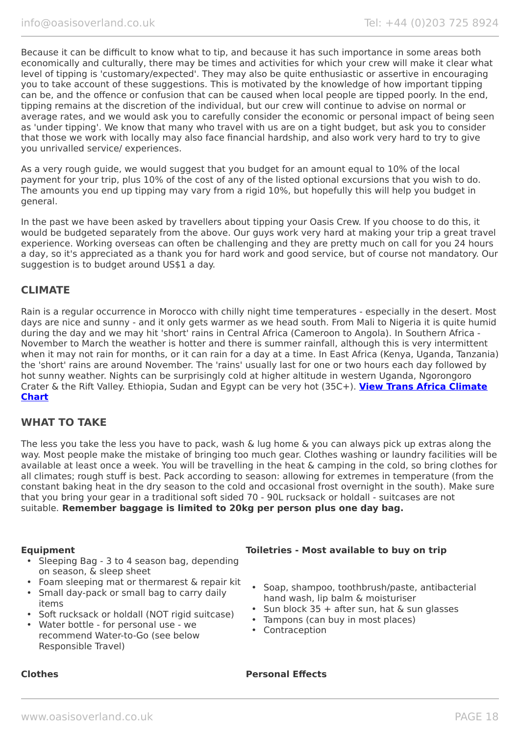Because it can be difficult to know what to tip, and because it has such importance in some areas both economically and culturally, there may be times and activities for which your crew will make it clear what level of tipping is 'customary/expected'. They may also be quite enthusiastic or assertive in encouraging you to take account of these suggestions. This is motivated by the knowledge of how important tipping can be, and the offence or confusion that can be caused when local people are tipped poorly. In the end, tipping remains at the discretion of the individual, but our crew will continue to advise on normal or average rates, and we would ask you to carefully consider the economic or personal impact of being seen as 'under tipping'. We know that many who travel with us are on a tight budget, but ask you to consider that those we work with locally may also face financial hardship, and also work very hard to try to give you unrivalled service/ experiences.

As a very rough guide, we would suggest that you budget for an amount equal to 10% of the local payment for your trip, plus 10% of the cost of any of the listed optional excursions that you wish to do. The amounts you end up tipping may vary from a rigid 10%, but hopefully this will help you budget in general.

In the past we have been asked by travellers about tipping your Oasis Crew. If you choose to do this, it would be budgeted separately from the above. Our guys work very hard at making your trip a great travel experience. Working overseas can often be challenging and they are pretty much on call for you 24 hours a day, so it's appreciated as a thank you for hard work and good service, but of course not mandatory. Our suggestion is to budget around US$1 a day.

## CLIMATE

Rain is a regular occurrence in Morocco with chilly night time temperatures - especially in the desert. Most days are nice and sunny - and it only gets warmer as we head south. From Mali to Nigeria it is quite humid during the day and we may hit 'short' rains in Central Africa (Cameroon to Angola). In Southern Africa - November to March the weather is hotter and there is summer rainfall, although this is very intermittent when it may not rain for months, or it can rain for a day at a time. In East Africa (Kenya, Uganda, Tanzania) the 'short' rains are around November. The 'rains' usually last for one or two hours each day followed by hot sunny weather. Nights can be surprisingly cold at higher altitude in western Uganda, Ngorongoro Crater & the Rift Valley. Ethiopia, Sudan and Egypt can be very hot (35C+). **View Trans Africa Climate Chart**

## WHAT TO TAKE

The less you take the less you have to pack, wash & lug home & you can always pick up extras along the way. Most people make the mistake of bringing too much gear. Clothes washing or laundry facilities will be available at least once a week. You will be travelling in the heat & camping in the cold, so bring clothes for all climates; rough stuff is best. Pack according to season: allowing for extremes in temperature (from the constant baking heat in the dry season to the cold and occasional frost overnight in the south). Make sure that you bring your gear in a traditional soft sided 70 - 90L rucksack or holdall - suitcases are not suitable. **Remember baggage is limited to 20kg per person plus one day bag.**

**Equipment**

- Sleeping Bag - 3 to 4 season bag, depending on season, & sleep sheet
- Foam sleeping mat or thermarest & repair kit
- Small day-pack or small bag to carry daily items
- Soft rucksack or holdall (NOT rigid suitcase)
- Water bottle - for personal use - we recommend Water-to-Go (see below Responsible Travel)

**Toiletries - Most available to buy on trip**

- Soap, shampoo, toothbrush/paste, antibacterial hand wash, lip balm & moisturiser
- Sun block 35 + after sun, hat & sun glasses
- Tampons (can buy in most places)
- Contraception

**Clothes**

**Personal Effects**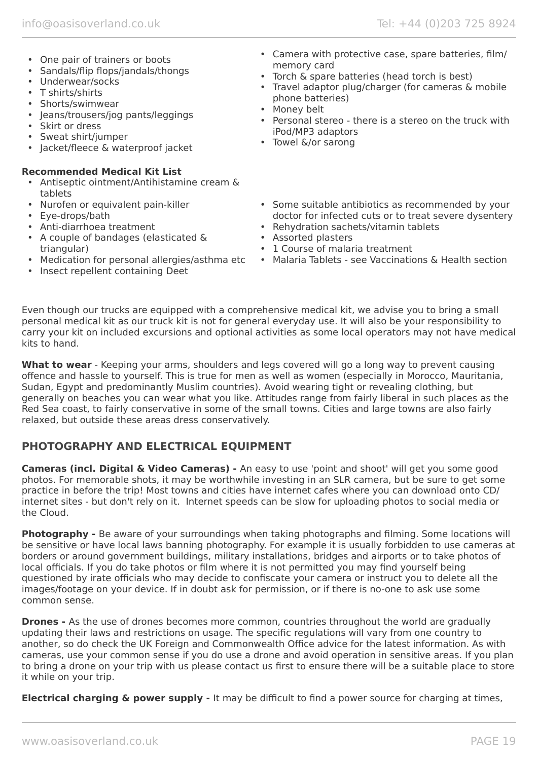- One pair of trainers or boots
- Sandals/flip flops/jandals/thongs
- Underwear/socks
- T shirts/shirts
- Shorts/swimwear
- Jeans/trousers/jog pants/leggings
- Skirt or dress
- Sweat shirt/jumper
- Jacket/fleece & waterproof jacket
- Camera with protective case, spare batteries, film/memory card
- Torch & spare batteries (head torch is best)
- Travel adaptor plug/charger (for cameras & mobile phone batteries)
- Money belt
- Personal stereo - there is a stereo on the truck with iPod/MP3 adaptors
- Towel &/or sarong

**Recommended Medical Kit List**

- Antiseptic ointment/Antihistamine cream & tablets
- Nurofen or equivalent pain-killer
- Eye-drops/bath
- Anti-diarrhoea treatment
- A couple of bandages (elasticated & triangular)
- Medication for personal allergies/asthma etc
- Insect repellent containing Deet
- Some suitable antibiotics as recommended by your doctor for infected cuts or to treat severe dysentery
- Rehydration sachets/vitamin tablets
- Assorted plasters
- 1 Course of malaria treatment
- Malaria Tablets - see Vaccinations & Health section

Even though our trucks are equipped with a comprehensive medical kit, we advise you to bring a small personal medical kit as our truck kit is not for general everyday use. It will also be your responsibility to carry your kit on included excursions and optional activities as some local operators may not have medical kits to hand.

**What to wear** - Keeping your arms, shoulders and legs covered will go a long way to prevent causing offence and hassle to yourself. This is true for men as well as women (especially in Morocco, Mauritania, Sudan, Egypt and predominantly Muslim countries). Avoid wearing tight or revealing clothing, but generally on beaches you can wear what you like. Attitudes range from fairly liberal in such places as the Red Sea coast, to fairly conservative in some of the small towns. Cities and large towns are also fairly relaxed, but outside these areas dress conservatively.

## PHOTOGRAPHY AND ELECTRICAL EQUIPMENT

**Cameras (incl. Digital & Video Cameras) -** An easy to use 'point and shoot' will get you some good photos. For memorable shots, it may be worthwhile investing in an SLR camera, but be sure to get some practice in before the trip! Most towns and cities have internet cafes where you can download onto CD/internet sites - but don't rely on it. Internet speeds can be slow for uploading photos to social media or the Cloud.

**Photography -** Be aware of your surroundings when taking photographs and filming. Some locations will be sensitive or have local laws banning photography. For example it is usually forbidden to use cameras at borders or around government buildings, military installations, bridges and airports or to take photos of local officials. If you do take photos or film where it is not permitted you may find yourself being questioned by irate officials who may decide to confiscate your camera or instruct you to delete all the images/footage on your device. If in doubt ask for permission, or if there is no-one to ask use some common sense.

**Drones -** As the use of drones becomes more common, countries throughout the world are gradually updating their laws and restrictions on usage. The specific regulations will vary from one country to another, so do check the UK Foreign and Commonwealth Office advice for the latest information. As with cameras, use your common sense if you do use a drone and avoid operation in sensitive areas. If you plan to bring a drone on your trip with us please contact us first to ensure there will be a suitable place to store it while on your trip.

**Electrical charging & power supply -** It may be difficult to find a power source for charging at times,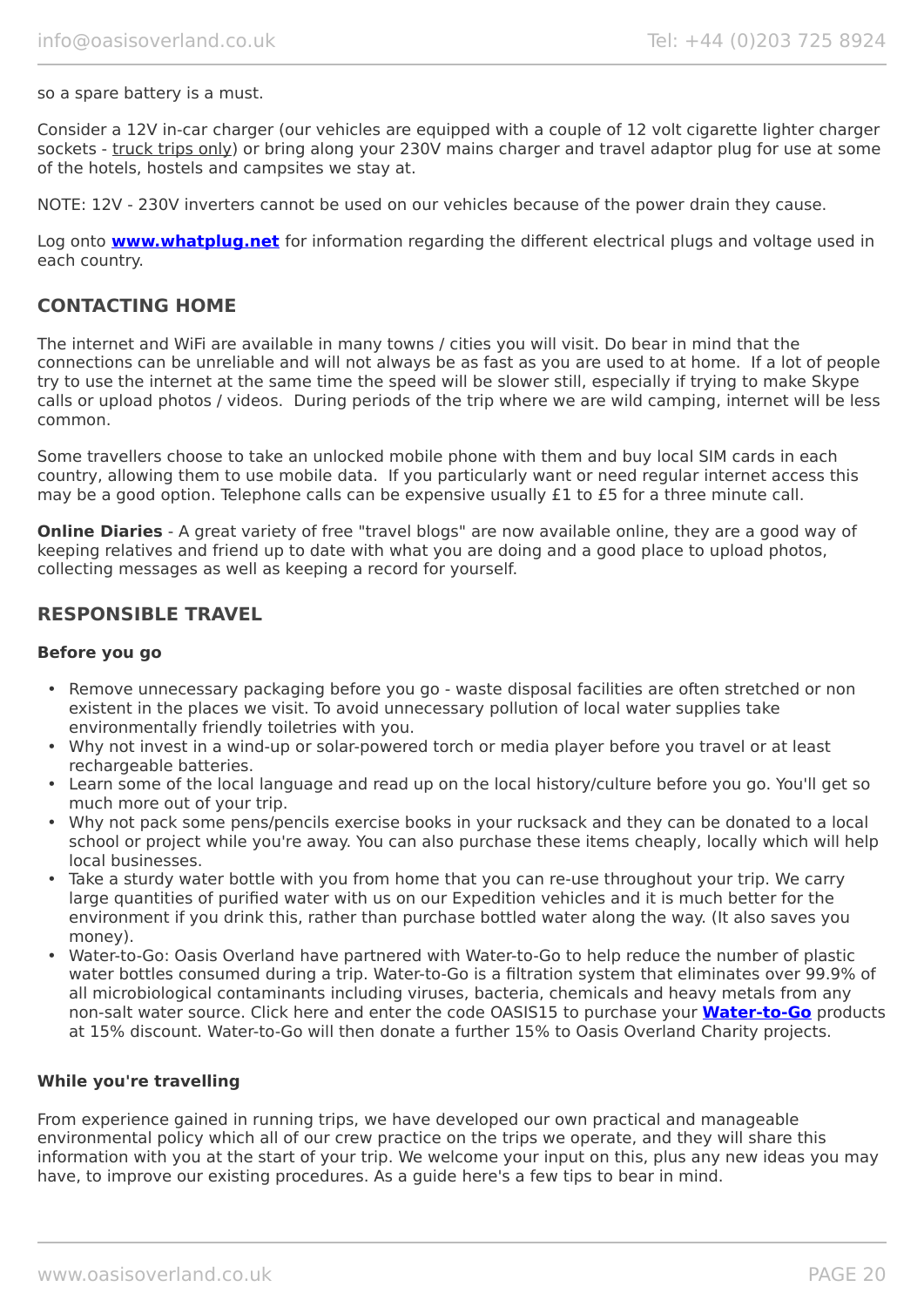so a spare battery is a must.

Consider a 12V in-car charger (our vehicles are equipped with a couple of 12 volt cigarette lighter charger sockets - truck trips only) or bring along your 230V mains charger and travel adaptor plug for use at some of the hotels, hostels and campsites we stay at.

NOTE: 12V - 230V inverters cannot be used on our vehicles because of the power drain they cause.

Log onto **www.whatplug.net** for information regarding the different electrical plugs and voltage used in each country.

## CONTACTING HOME

The internet and WiFi are available in many towns / cities you will visit. Do bear in mind that the connections can be unreliable and will not always be as fast as you are used to at home. If a lot of people try to use the internet at the same time the speed will be slower still, especially if trying to make Skype calls or upload photos / videos. During periods of the trip where we are wild camping, internet will be less common.

Some travellers choose to take an unlocked mobile phone with them and buy local SIM cards in each country, allowing them to use mobile data. If you particularly want or need regular internet access this may be a good option. Telephone calls can be expensive usually £1 to £5 for a three minute call.

**Online Diaries** - A great variety of free "travel blogs" are now available online, they are a good way of keeping relatives and friend up to date with what you are doing and a good place to upload photos, collecting messages as well as keeping a record for yourself.

## RESPONSIBLE TRAVEL

### Before you go

- Remove unnecessary packaging before you go - waste disposal facilities are often stretched or non existent in the places we visit. To avoid unnecessary pollution of local water supplies take environmentally friendly toiletries with you.
- Why not invest in a wind-up or solar-powered torch or media player before you travel or at least rechargeable batteries.
- Learn some of the local language and read up on the local history/culture before you go. You'll get so much more out of your trip.
- Why not pack some pens/pencils exercise books in your rucksack and they can be donated to a local school or project while you're away. You can also purchase these items cheaply, locally which will help local businesses.
- Take a sturdy water bottle with you from home that you can re-use throughout your trip. We carry large quantities of purified water with us on our Expedition vehicles and it is much better for the environment if you drink this, rather than purchase bottled water along the way. (It also saves you money).
- Water-to-Go: Oasis Overland have partnered with Water-to-Go to help reduce the number of plastic water bottles consumed during a trip. Water-to-Go is a filtration system that eliminates over 99.9% of all microbiological contaminants including viruses, bacteria, chemicals and heavy metals from any non-salt water source. Click here and enter the code OASIS15 to purchase your **Water-to-Go** products at 15% discount. Water-to-Go will then donate a further 15% to Oasis Overland Charity projects.

### While you're travelling

From experience gained in running trips, we have developed our own practical and manageable environmental policy which all of our crew practice on the trips we operate, and they will share this information with you at the start of your trip. We welcome your input on this, plus any new ideas you may have, to improve our existing procedures. As a guide here's a few tips to bear in mind.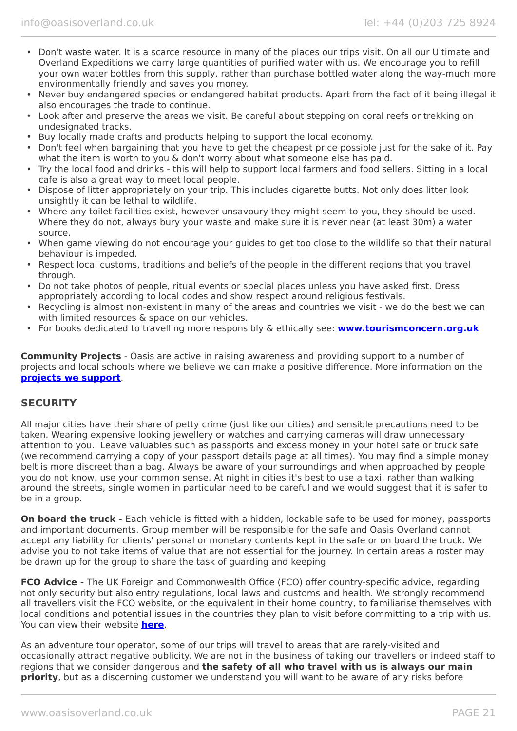- Don't waste water. It is a scarce resource in many of the places our trips visit. On all our Ultimate and Overland Expeditions we carry large quantities of purified water with us. We encourage you to refill your own water bottles from this supply, rather than purchase bottled water along the way-much more environmentally friendly and saves you money.
- Never buy endangered species or endangered habitat products. Apart from the fact of it being illegal it also encourages the trade to continue.
- Look after and preserve the areas we visit. Be careful about stepping on coral reefs or trekking on undesignated tracks.
- Buy locally made crafts and products helping to support the local economy.
- Don't feel when bargaining that you have to get the cheapest price possible just for the sake of it. Pay what the item is worth to you & don't worry about what someone else has paid.
- Try the local food and drinks - this will help to support local farmers and food sellers. Sitting in a local cafe is also a great way to meet local people.
- Dispose of litter appropriately on your trip. This includes cigarette butts. Not only does litter look unsightly it can be lethal to wildlife.
- Where any toilet facilities exist, however unsavoury they might seem to you, they should be used. Where they do not, always bury your waste and make sure it is never near (at least 30m) a water source.
- When game viewing do not encourage your guides to get too close to the wildlife so that their natural behaviour is impeded.
- Respect local customs, traditions and beliefs of the people in the different regions that you travel through.
- Do not take photos of people, ritual events or special places unless you have asked first. Dress appropriately according to local codes and show respect around religious festivals.
- Recycling is almost non-existent in many of the areas and countries we visit - we do the best we can with limited resources & space on our vehicles.
- For books dedicated to travelling more responsibly & ethically see: **www.tourismconcern.org.uk**

**Community Projects** - Oasis are active in raising awareness and providing support to a number of projects and local schools where we believe we can make a positive difference. More information on the **projects we support**.

## SECURITY

All major cities have their share of petty crime (just like our cities) and sensible precautions need to be taken. Wearing expensive looking jewellery or watches and carrying cameras will draw unnecessary attention to you.  Leave valuables such as passports and excess money in your hotel safe or truck safe (we recommend carrying a copy of your passport details page at all times). You may find a simple money belt is more discreet than a bag. Always be aware of your surroundings and when approached by people you do not know, use your common sense. At night in cities it's best to use a taxi, rather than walking around the streets, single women in particular need to be careful and we would suggest that it is safer to be in a group.

**On board the truck -** Each vehicle is fitted with a hidden, lockable safe to be used for money, passports and important documents. Group member will be responsible for the safe and Oasis Overland cannot accept any liability for clients' personal or monetary contents kept in the safe or on board the truck. We advise you to not take items of value that are not essential for the journey. In certain areas a roster may be drawn up for the group to share the task of guarding and keeping

**FCO Advice -** The UK Foreign and Commonwealth Office (FCO) offer country-specific advice, regarding not only security but also entry regulations, local laws and customs and health. We strongly recommend all travellers visit the FCO website, or the equivalent in their home country, to familiarise themselves with local conditions and potential issues in the countries they plan to visit before committing to a trip with us. You can view their website **here**.

As an adventure tour operator, some of our trips will travel to areas that are rarely-visited and occasionally attract negative publicity. We are not in the business of taking our travellers or indeed staff to regions that we consider dangerous and **the safety of all who travel with us is always our main priority**, but as a discerning customer we understand you will want to be aware of any risks before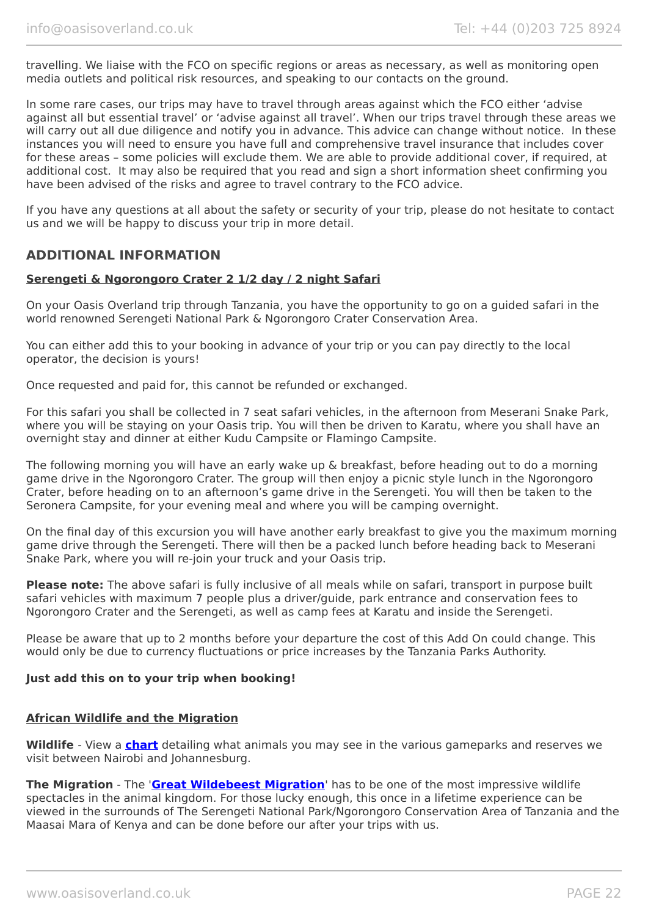travelling. We liaise with the FCO on specific regions or areas as necessary, as well as monitoring open media outlets and political risk resources, and speaking to our contacts on the ground.

In some rare cases, our trips may have to travel through areas against which the FCO either 'advise against all but essential travel' or 'advise against all travel'. When our trips travel through these areas we will carry out all due diligence and notify you in advance. This advice can change without notice. In these instances you will need to ensure you have full and comprehensive travel insurance that includes cover for these areas – some policies will exclude them. We are able to provide additional cover, if required, at additional cost. It may also be required that you read and sign a short information sheet confirming you have been advised of the risks and agree to travel contrary to the FCO advice.

If you have any questions at all about the safety or security of your trip, please do not hesitate to contact us and we will be happy to discuss your trip in more detail.

## ADDITIONAL INFORMATION

**Serengeti & Ngorongoro Crater 2 1/2 day / 2 night Safari**

On your Oasis Overland trip through Tanzania, you have the opportunity to go on a guided safari in the world renowned Serengeti National Park & Ngorongoro Crater Conservation Area.

You can either add this to your booking in advance of your trip or you can pay directly to the local operator, the decision is yours!

Once requested and paid for, this cannot be refunded or exchanged.

For this safari you shall be collected in 7 seat safari vehicles, in the afternoon from Meserani Snake Park, where you will be staying on your Oasis trip. You will then be driven to Karatu, where you shall have an overnight stay and dinner at either Kudu Campsite or Flamingo Campsite.

The following morning you will have an early wake up & breakfast, before heading out to do a morning game drive in the Ngorongoro Crater. The group will then enjoy a picnic style lunch in the Ngorongoro Crater, before heading on to an afternoon's game drive in the Serengeti. You will then be taken to the Seronera Campsite, for your evening meal and where you will be camping overnight.

On the final day of this excursion you will have another early breakfast to give you the maximum morning game drive through the Serengeti. There will then be a packed lunch before heading back to Meserani Snake Park, where you will re-join your truck and your Oasis trip.

**Please note:** The above safari is fully inclusive of all meals while on safari, transport in purpose built safari vehicles with maximum 7 people plus a driver/guide, park entrance and conservation fees to Ngorongoro Crater and the Serengeti, as well as camp fees at Karatu and inside the Serengeti.

Please be aware that up to 2 months before your departure the cost of this Add On could change. This would only be due to currency fluctuations or price increases by the Tanzania Parks Authority.

**Just add this on to your trip when booking!**

**African Wildlife and the Migration**

**Wildlife** - View a **chart** detailing what animals you may see in the various gameparks and reserves we visit between Nairobi and Johannesburg.

**The Migration** - The '**Great Wildebeest Migration**' has to be one of the most impressive wildlife spectacles in the animal kingdom. For those lucky enough, this once in a lifetime experience can be viewed in the surrounds of The Serengeti National Park/Ngorongoro Conservation Area of Tanzania and the Maasai Mara of Kenya and can be done before our after your trips with us.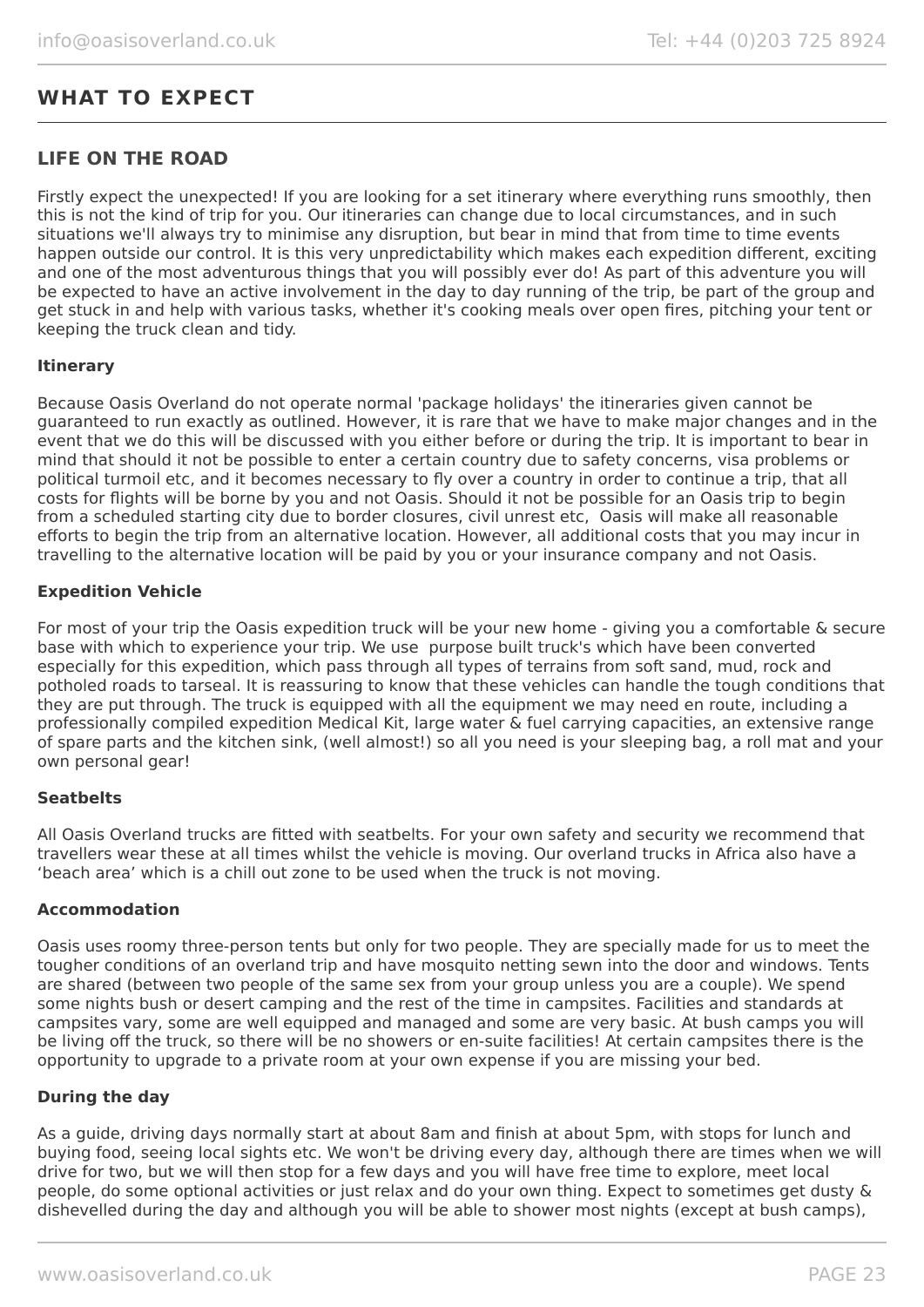## WHAT TO EXPECT

### LIFE ON THE ROAD

Firstly expect the unexpected! If you are looking for a set itinerary where everything runs smoothly, then this is not the kind of trip for you. Our itineraries can change due to local circumstances, and in such situations we'll always try to minimise any disruption, but bear in mind that from time to time events happen outside our control. It is this very unpredictability which makes each expedition different, exciting and one of the most adventurous things that you will possibly ever do! As part of this adventure you will be expected to have an active involvement in the day to day running of the trip, be part of the group and get stuck in and help with various tasks, whether it's cooking meals over open fires, pitching your tent or keeping the truck clean and tidy.

**Itinerary**

Because Oasis Overland do not operate normal 'package holidays' the itineraries given cannot be guaranteed to run exactly as outlined. However, it is rare that we have to make major changes and in the event that we do this will be discussed with you either before or during the trip. It is important to bear in mind that should it not be possible to enter a certain country due to safety concerns, visa problems or political turmoil etc, and it becomes necessary to fly over a country in order to continue a trip, that all costs for flights will be borne by you and not Oasis. Should it not be possible for an Oasis trip to begin from a scheduled starting city due to border closures, civil unrest etc, Oasis will make all reasonable efforts to begin the trip from an alternative location. However, all additional costs that you may incur in travelling to the alternative location will be paid by you or your insurance company and not Oasis.

**Expedition Vehicle**

For most of your trip the Oasis expedition truck will be your new home - giving you a comfortable & secure base with which to experience your trip. We use purpose built truck's which have been converted especially for this expedition, which pass through all types of terrains from soft sand, mud, rock and potholed roads to tarseal. It is reassuring to know that these vehicles can handle the tough conditions that they are put through. The truck is equipped with all the equipment we may need en route, including a professionally compiled expedition Medical Kit, large water & fuel carrying capacities, an extensive range of spare parts and the kitchen sink, (well almost!) so all you need is your sleeping bag, a roll mat and your own personal gear!

**Seatbelts**

All Oasis Overland trucks are fitted with seatbelts. For your own safety and security we recommend that travellers wear these at all times whilst the vehicle is moving. Our overland trucks in Africa also have a 'beach area' which is a chill out zone to be used when the truck is not moving.

**Accommodation**

Oasis uses roomy three-person tents but only for two people. They are specially made for us to meet the tougher conditions of an overland trip and have mosquito netting sewn into the door and windows. Tents are shared (between two people of the same sex from your group unless you are a couple). We spend some nights bush or desert camping and the rest of the time in campsites. Facilities and standards at campsites vary, some are well equipped and managed and some are very basic. At bush camps you will be living off the truck, so there will be no showers or en-suite facilities! At certain campsites there is the opportunity to upgrade to a private room at your own expense if you are missing your bed.

**During the day**

As a guide, driving days normally start at about 8am and finish at about 5pm, with stops for lunch and buying food, seeing local sights etc. We won't be driving every day, although there are times when we will drive for two, but we will then stop for a few days and you will have free time to explore, meet local people, do some optional activities or just relax and do your own thing. Expect to sometimes get dusty & dishevelled during the day and although you will be able to shower most nights (except at bush camps),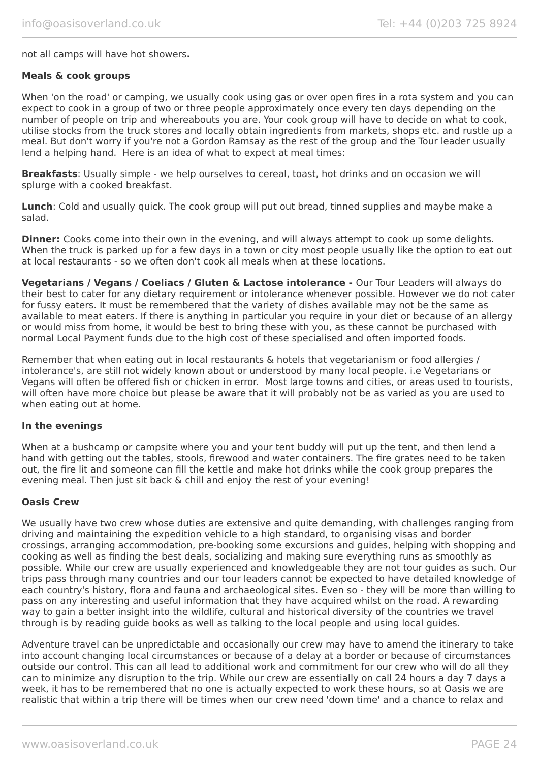not all camps will have hot showers**.**

**Meals & cook groups**

When 'on the road' or camping, we usually cook using gas or over open fires in a rota system and you can expect to cook in a group of two or three people approximately once every ten days depending on the number of people on trip and whereabouts you are. Your cook group will have to decide on what to cook, utilise stocks from the truck stores and locally obtain ingredients from markets, shops etc. and rustle up a meal. But don't worry if you're not a Gordon Ramsay as the rest of the group and the Tour leader usually lend a helping hand. Here is an idea of what to expect at meal times:

**Breakfasts**: Usually simple - we help ourselves to cereal, toast, hot drinks and on occasion we will splurge with a cooked breakfast.

**Lunch**: Cold and usually quick. The cook group will put out bread, tinned supplies and maybe make a salad.

**Dinner:** Cooks come into their own in the evening, and will always attempt to cook up some delights. When the truck is parked up for a few days in a town or city most people usually like the option to eat out at local restaurants - so we often don't cook all meals when at these locations.

**Vegetarians / Vegans / Coeliacs / Gluten & Lactose intolerance -** Our Tour Leaders will always do their best to cater for any dietary requirement or intolerance whenever possible. However we do not cater for fussy eaters. It must be remembered that the variety of dishes available may not be the same as available to meat eaters. If there is anything in particular you require in your diet or because of an allergy or would miss from home, it would be best to bring these with you, as these cannot be purchased with normal Local Payment funds due to the high cost of these specialised and often imported foods.

Remember that when eating out in local restaurants & hotels that vegetarianism or food allergies / intolerance's, are still not widely known about or understood by many local people. i.e Vegetarians or Vegans will often be offered fish or chicken in error. Most large towns and cities, or areas used to tourists, will often have more choice but please be aware that it will probably not be as varied as you are used to when eating out at home.

**In the evenings**

When at a bushcamp or campsite where you and your tent buddy will put up the tent, and then lend a hand with getting out the tables, stools, firewood and water containers. The fire grates need to be taken out, the fire lit and someone can fill the kettle and make hot drinks while the cook group prepares the evening meal. Then just sit back & chill and enjoy the rest of your evening!

**Oasis Crew**

We usually have two crew whose duties are extensive and quite demanding, with challenges ranging from driving and maintaining the expedition vehicle to a high standard, to organising visas and border crossings, arranging accommodation, pre-booking some excursions and guides, helping with shopping and cooking as well as finding the best deals, socializing and making sure everything runs as smoothly as possible. While our crew are usually experienced and knowledgeable they are not tour guides as such. Our trips pass through many countries and our tour leaders cannot be expected to have detailed knowledge of each country's history, flora and fauna and archaeological sites. Even so - they will be more than willing to pass on any interesting and useful information that they have acquired whilst on the road. A rewarding way to gain a better insight into the wildlife, cultural and historical diversity of the countries we travel through is by reading guide books as well as talking to the local people and using local guides.

Adventure travel can be unpredictable and occasionally our crew may have to amend the itinerary to take into account changing local circumstances or because of a delay at a border or because of circumstances outside our control. This can all lead to additional work and commitment for our crew who will do all they can to minimize any disruption to the trip. While our crew are essentially on call 24 hours a day 7 days a week, it has to be remembered that no one is actually expected to work these hours, so at Oasis we are realistic that within a trip there will be times when our crew need 'down time' and a chance to relax and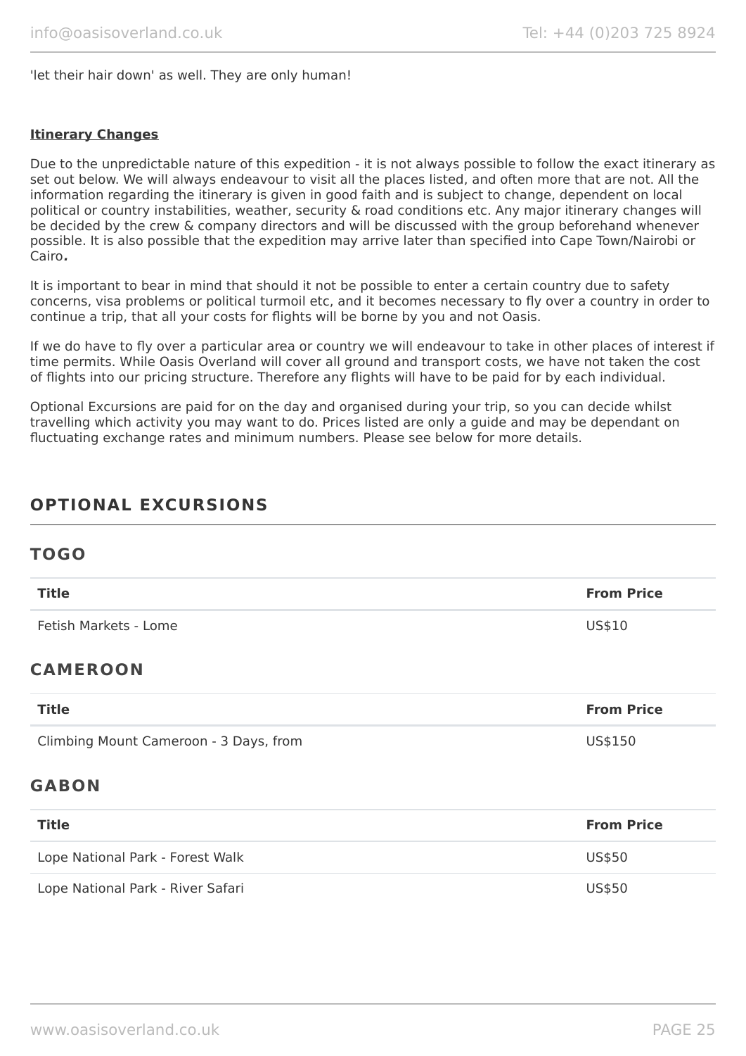'let their hair down' as well. They are only human!

**Itinerary Changes**

Due to the unpredictable nature of this expedition - it is not always possible to follow the exact itinerary as set out below. We will always endeavour to visit all the places listed, and often more that are not. All the information regarding the itinerary is given in good faith and is subject to change, dependent on local political or country instabilities, weather, security & road conditions etc. Any major itinerary changes will be decided by the crew & company directors and will be discussed with the group beforehand whenever possible. It is also possible that the expedition may arrive later than specified into Cape Town/Nairobi or Cairo***.***

It is important to bear in mind that should it not be possible to enter a certain country due to safety concerns, visa problems or political turmoil etc, and it becomes necessary to fly over a country in order to continue a trip, that all your costs for flights will be borne by you and not Oasis.

If we do have to fly over a particular area or country we will endeavour to take in other places of interest if time permits. While Oasis Overland will cover all ground and transport costs, we have not taken the cost of flights into our pricing structure. Therefore any flights will have to be paid for by each individual.

Optional Excursions are paid for on the day and organised during your trip, so you can decide whilst travelling which activity you may want to do. Prices listed are only a guide and may be dependant on fluctuating exchange rates and minimum numbers. Please see below for more details.

## OPTIONAL EXCURSIONS

### TOGO

| Title | From Price |
|---|---|
| Fetish Markets - Lome | US$10 |

### CAMEROON

| Title | From Price |
|---|---|
| Climbing Mount Cameroon - 3 Days, from | US$150 |

### GABON

| Title | From Price |
|---|---|
| Lope National Park - Forest Walk | US$50 |
| Lope National Park - River Safari | US$50 |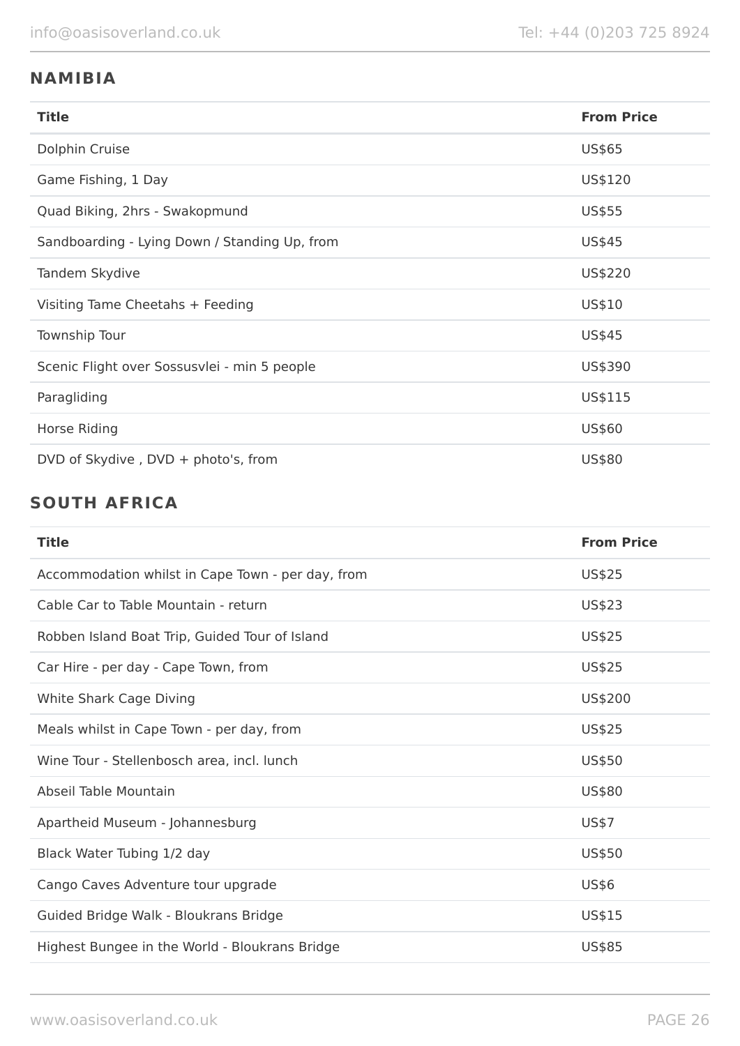## NAMIBIA

| Title | From Price |
|---|---|
| Dolphin Cruise | US$65 |
| Game Fishing, 1 Day | US$120 |
| Quad Biking, 2hrs - Swakopmund | US$55 |
| Sandboarding - Lying Down / Standing Up, from | US$45 |
| Tandem Skydive | US$220 |
| Visiting Tame Cheetahs + Feeding | US$10 |
| Township Tour | US$45 |
| Scenic Flight over Sossusvlei - min 5 people | US$390 |
| Paragliding | US$115 |
| Horse Riding | US$60 |
| DVD of Skydive , DVD + photo's, from | US$80 |

## SOUTH AFRICA

| Title | From Price |
|---|---|
| Accommodation whilst in Cape Town - per day, from | US$25 |
| Cable Car to Table Mountain - return | US$23 |
| Robben Island Boat Trip, Guided Tour of Island | US$25 |
| Car Hire - per day - Cape Town, from | US$25 |
| White Shark Cage Diving | US$200 |
| Meals whilst in Cape Town - per day, from | US$25 |
| Wine Tour - Stellenbosch area, incl. lunch | US$50 |
| Abseil Table Mountain | US$80 |
| Apartheid Museum - Johannesburg | US$7 |
| Black Water Tubing 1/2 day | US$50 |
| Cango Caves Adventure tour upgrade | US$6 |
| Guided Bridge Walk - Bloukrans Bridge | US$15 |
| Highest Bungee in the World - Bloukrans Bridge | US$85 |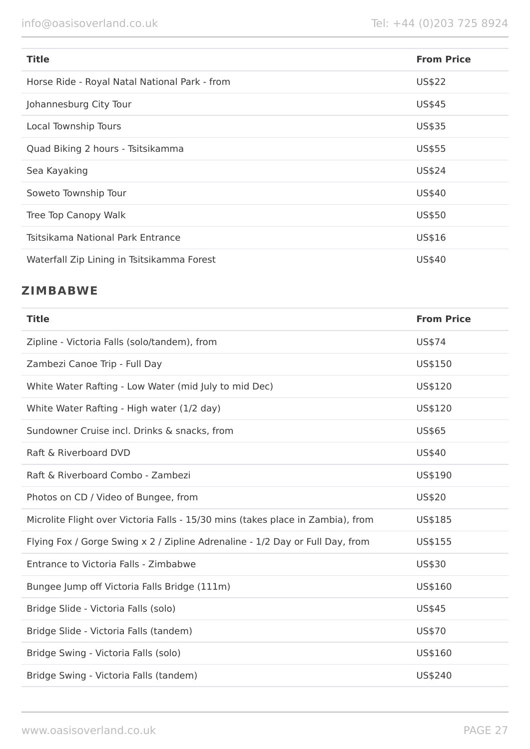| Title | From Price |
| --- | --- |
| Horse Ride - Royal Natal National Park - from | US$22 |
| Johannesburg City Tour | US$45 |
| Local Township Tours | US$35 |
| Quad Biking 2 hours - Tsitsikamma | US$55 |
| Sea Kayaking | US$24 |
| Soweto Township Tour | US$40 |
| Tree Top Canopy Walk | US$50 |
| Tsitsikama National Park Entrance | US$16 |
| Waterfall Zip Lining in Tsitsikamma Forest | US$40 |

## ZIMBABWE

| Title | From Price |
| --- | --- |
| Zipline - Victoria Falls (solo/tandem), from | US$74 |
| Zambezi Canoe Trip - Full Day | US$150 |
| White Water Rafting - Low Water (mid July to mid Dec) | US$120 |
| White Water Rafting - High water (1/2 day) | US$120 |
| Sundowner Cruise incl. Drinks & snacks, from | US$65 |
| Raft & Riverboard DVD | US$40 |
| Raft & Riverboard Combo - Zambezi | US$190 |
| Photos on CD / Video of Bungee, from | US$20 |
| Microlite Flight over Victoria Falls - 15/30 mins (takes place in Zambia), from | US$185 |
| Flying Fox / Gorge Swing x 2 / Zipline Adrenaline - 1/2 Day or Full Day, from | US$155 |
| Entrance to Victoria Falls - Zimbabwe | US$30 |
| Bungee Jump off Victoria Falls Bridge (111m) | US$160 |
| Bridge Slide - Victoria Falls (solo) | US$45 |
| Bridge Slide - Victoria Falls (tandem) | US$70 |
| Bridge Swing - Victoria Falls (solo) | US$160 |
| Bridge Swing - Victoria Falls (tandem) | US$240 |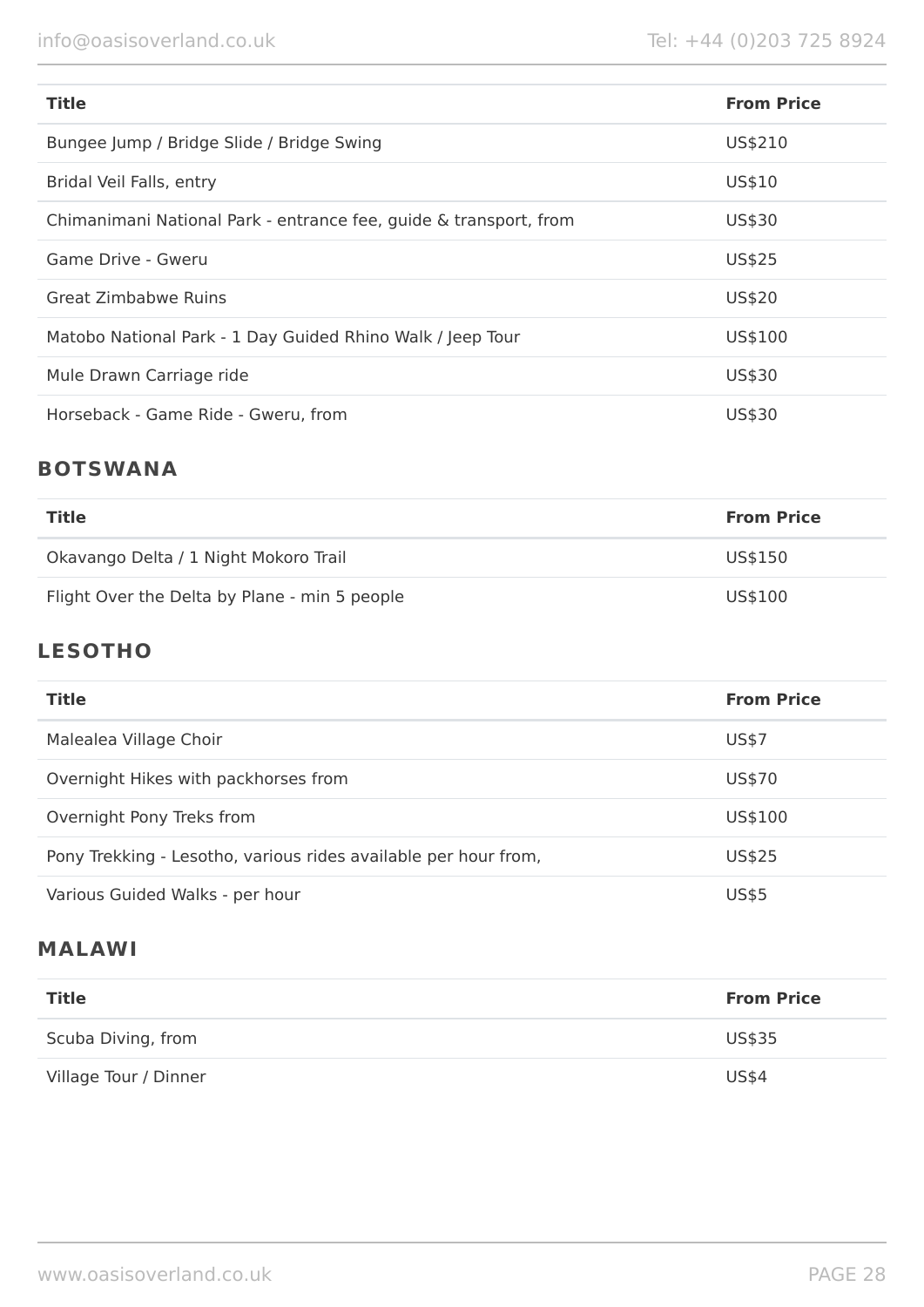| Title | From Price |
|---|---|
| Bungee Jump / Bridge Slide / Bridge Swing | US$210 |
| Bridal Veil Falls, entry | US$10 |
| Chimanimani National Park - entrance fee, guide & transport, from | US$30 |
| Game Drive - Gweru | US$25 |
| Great Zimbabwe Ruins | US$20 |
| Matobo National Park - 1 Day Guided Rhino Walk / Jeep Tour | US$100 |
| Mule Drawn Carriage ride | US$30 |
| Horseback - Game Ride - Gweru, from | US$30 |

## BOTSWANA

| Title | From Price |
|---|---|
| Okavango Delta / 1 Night Mokoro Trail | US$150 |
| Flight Over the Delta by Plane - min 5 people | US$100 |

## LESOTHO

| Title | From Price |
|---|---|
| Malealea Village Choir | US$7 |
| Overnight Hikes with packhorses from | US$70 |
| Overnight Pony Treks from | US$100 |
| Pony Trekking - Lesotho, various rides available per hour from, | US$25 |
| Various Guided Walks - per hour | US$5 |

## MALAWI

| Title | From Price |
|---|---|
| Scuba Diving, from | US$35 |
| Village Tour / Dinner | US$4 |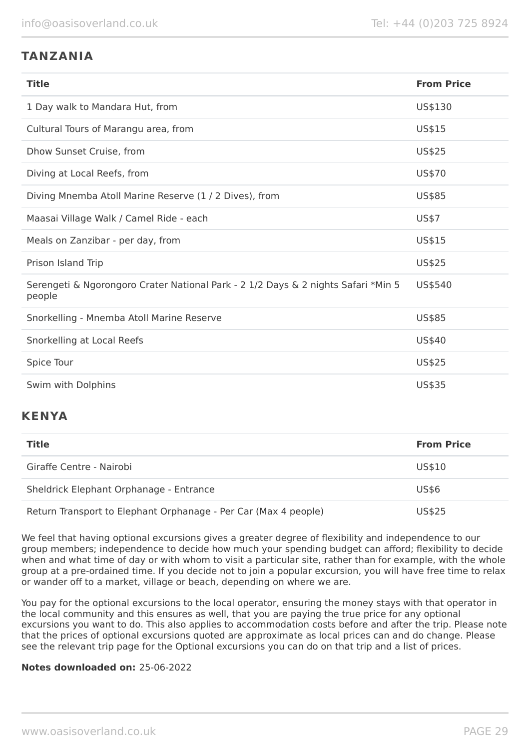## TANZANIA

| Title | From Price |
|---|---|
| 1 Day walk to Mandara Hut, from | US$130 |
| Cultural Tours of Marangu area, from | US$15 |
| Dhow Sunset Cruise, from | US$25 |
| Diving at Local Reefs, from | US$70 |
| Diving Mnemba Atoll Marine Reserve (1 / 2 Dives), from | US$85 |
| Maasai Village Walk / Camel Ride - each | US$7 |
| Meals on Zanzibar - per day, from | US$15 |
| Prison Island Trip | US$25 |
| Serengeti & Ngorongoro Crater National Park - 2 1/2 Days & 2 nights Safari *Min 5 people | US$540 |
| Snorkelling - Mnemba Atoll Marine Reserve | US$85 |
| Snorkelling at Local Reefs | US$40 |
| Spice Tour | US$25 |
| Swim with Dolphins | US$35 |

## KENYA

| Title | From Price |
|---|---|
| Giraffe Centre - Nairobi | US$10 |
| Sheldrick Elephant Orphanage - Entrance | US$6 |
| Return Transport to Elephant Orphanage - Per Car (Max 4 people) | US$25 |

We feel that having optional excursions gives a greater degree of flexibility and independence to our group members; independence to decide how much your spending budget can afford; flexibility to decide when and what time of day or with whom to visit a particular site, rather than for example, with the whole group at a pre-ordained time. If you decide not to join a popular excursion, you will have free time to relax or wander off to a market, village or beach, depending on where we are.

You pay for the optional excursions to the local operator, ensuring the money stays with that operator in the local community and this ensures as well, that you are paying the true price for any optional excursions you want to do. This also applies to accommodation costs before and after the trip. Please note that the prices of optional excursions quoted are approximate as local prices can and do change. Please see the relevant trip page for the Optional excursions you can do on that trip and a list of prices.

**Notes downloaded on:** 25-06-2022